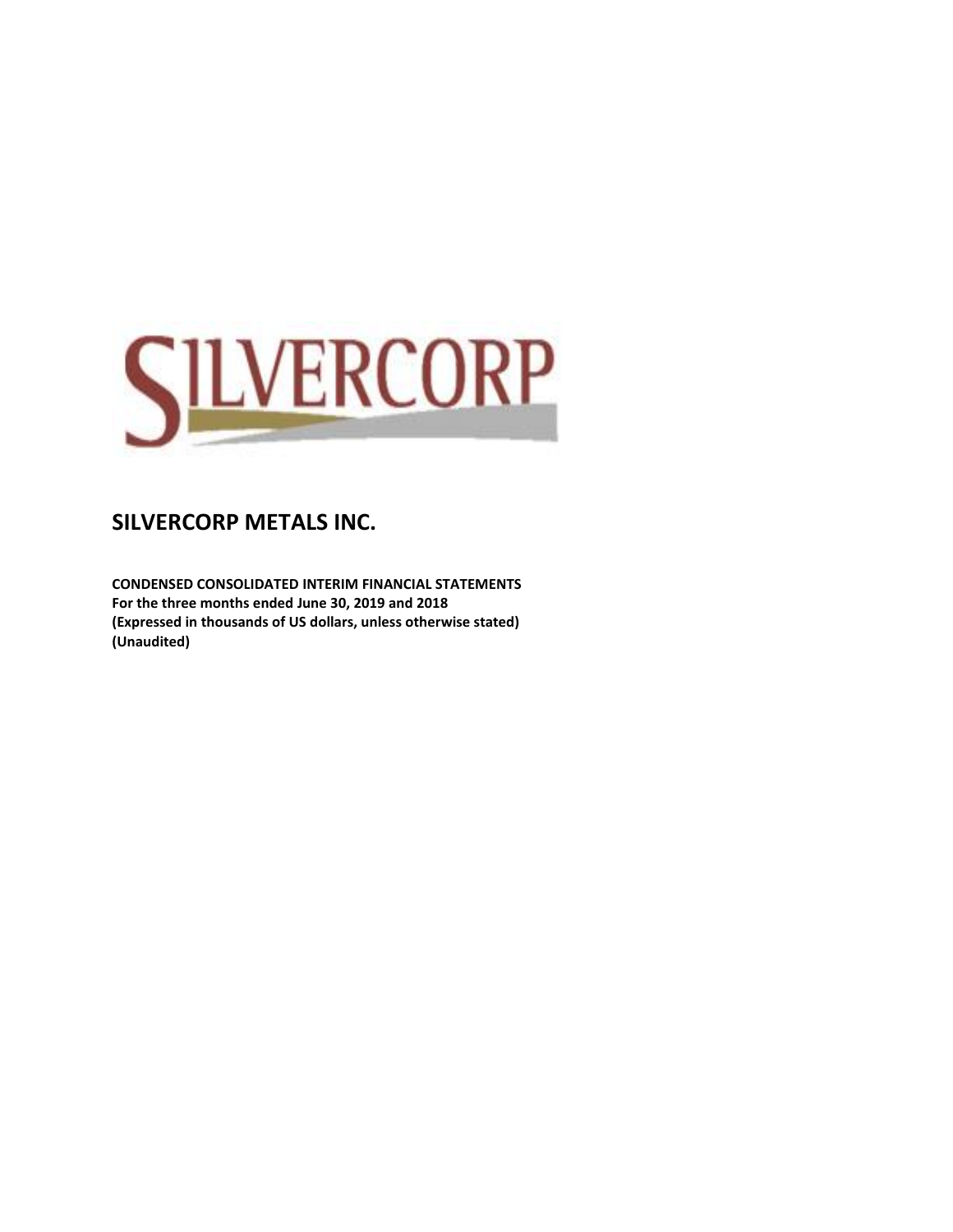SILVERCORP

# SILVERCORP METALS INC.

**CONDENSED CONSOLIDATED INTERIM FINANCIAL STATEMENTS**
**For the three months ended June 30, 2019 and 2018**
**(Expressed in thousands of US dollars, unless otherwise stated)**
**(Unaudited)**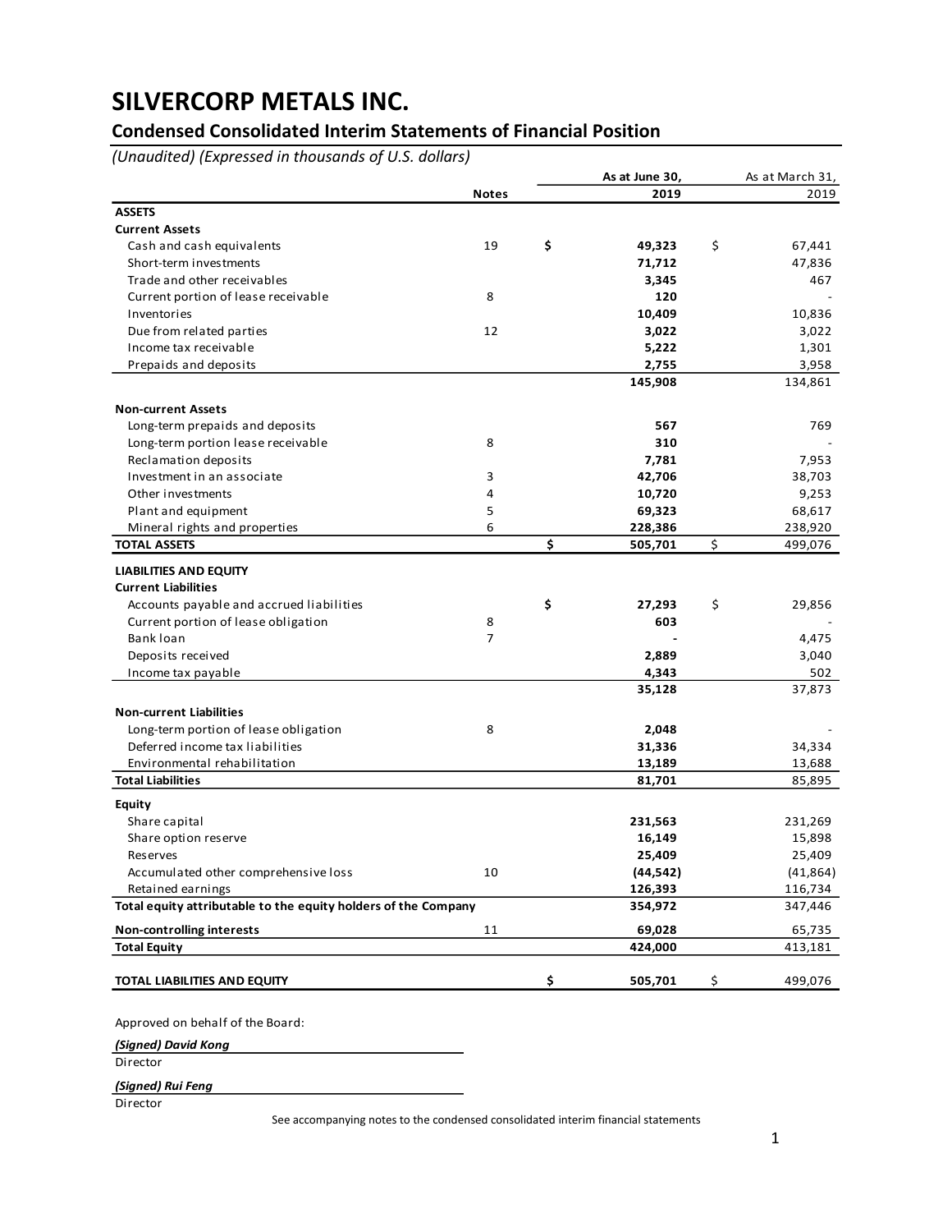# SILVERCORP METALS INC.

## Condensed Consolidated Interim Statements of Financial Position

*(Unaudited) (Expressed in thousands of U.S. dollars)*

| | Notes | As at June 30, 2019 | As at March 31, 2019 |
|---|---|---|---|
| **ASSETS** | | | |
| **Current Assets** | | | |
| Cash and cash equivalents | 19 | **$ 49,323** | $ 67,441 |
| Short-term investments | | **71,712** | 47,836 |
| Trade and other receivables | | **3,345** | 467 |
| Current portion of lease receivable | 8 | **120** | - |
| Inventories | | **10,409** | 10,836 |
| Due from related parties | 12 | **3,022** | 3,022 |
| Income tax receivable | | **5,222** | 1,301 |
| Prepaids and deposits | | **2,755** | 3,958 |
| | | **145,908** | 134,861 |
| **Non-current Assets** | | | |
| Long-term prepaids and deposits | | **567** | 769 |
| Long-term portion lease receivable | 8 | **310** | - |
| Reclamation deposits | | **7,781** | 7,953 |
| Investment in an associate | 3 | **42,706** | 38,703 |
| Other investments | 4 | **10,720** | 9,253 |
| Plant and equipment | 5 | **69,323** | 68,617 |
| Mineral rights and properties | 6 | **228,386** | 238,920 |
| **TOTAL ASSETS** | | **$ 505,701** | $ 499,076 |
| **LIABILITIES AND EQUITY** | | | |
| **Current Liabilities** | | | |
| Accounts payable and accrued liabilities | | **$ 27,293** | $ 29,856 |
| Current portion of lease obligation | 8 | **603** | - |
| Bank loan | 7 | **-** | 4,475 |
| Deposits received | | **2,889** | 3,040 |
| Income tax payable | | **4,343** | 502 |
| | | **35,128** | 37,873 |
| **Non-current Liabilities** | | | |
| Long-term portion of lease obligation | 8 | **2,048** | - |
| Deferred income tax liabilities | | **31,336** | 34,334 |
| Environmental rehabilitation | | **13,189** | 13,688 |
| **Total Liabilities** | | **81,701** | 85,895 |
| **Equity** | | | |
| Share capital | | **231,563** | 231,269 |
| Share option reserve | | **16,149** | 15,898 |
| Reserves | | **25,409** | 25,409 |
| Accumulated other comprehensive loss | 10 | **(44,542)** | (41,864) |
| Retained earnings | | **126,393** | 116,734 |
| **Total equity attributable to the equity holders of the Company** | | **354,972** | 347,446 |
| **Non-controlling interests** | 11 | **69,028** | 65,735 |
| **Total Equity** | | **424,000** | 413,181 |
| **TOTAL LIABILITIES AND EQUITY** | | **$ 505,701** | $ 499,076 |

Approved on behalf of the Board:

***(Signed) David Kong***
Director

***(Signed) Rui Feng***
Director

See accompanying notes to the condensed consolidated interim financial statements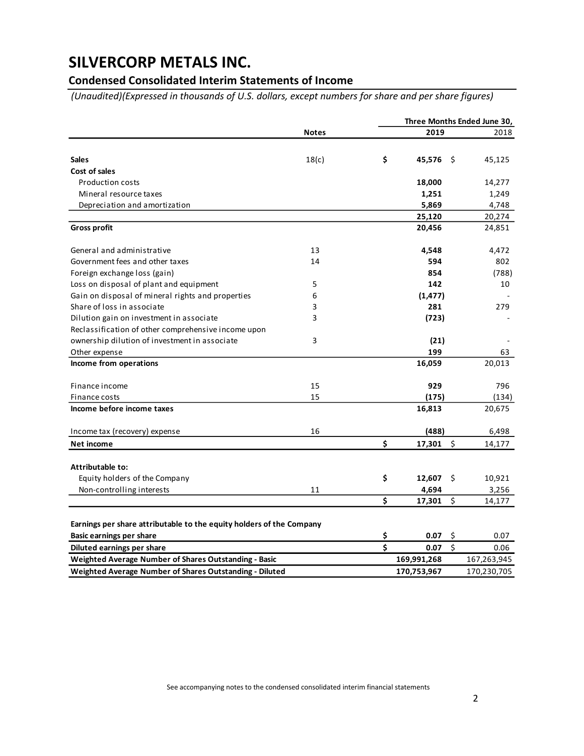# SILVERCORP METALS INC.

## Condensed Consolidated Interim Statements of Income

*(Unaudited)(Expressed in thousands of U.S. dollars, except numbers for share and per share figures)*

| | Notes | Three Months Ended June 30, 2019 | 2018 |
|---|---|---|---|
| **Sales** | 18(c) | **$ 45,576** | $ 45,125 |
| **Cost of sales** | | | |
| Production costs | | **18,000** | 14,277 |
| Mineral resource taxes | | **1,251** | 1,249 |
| Depreciation and amortization | | **5,869** | 4,748 |
| | | **25,120** | 20,274 |
| **Gross profit** | | **20,456** | 24,851 |
| | | | |
| General and administrative | 13 | **4,548** | 4,472 |
| Government fees and other taxes | 14 | **594** | 802 |
| Foreign exchange loss (gain) | | **854** | (788) |
| Loss on disposal of plant and equipment | 5 | **142** | 10 |
| Gain on disposal of mineral rights and properties | 6 | **(1,477)** | - |
| Share of loss in associate | 3 | **281** | 279 |
| Dilution gain on investment in associate | 3 | **(723)** | - |
| Reclassification of other comprehensive income upon ownership dilution of investment in associate | 3 | **(21)** | - |
| Other expense | | **199** | 63 |
| **Income from operations** | | **16,059** | 20,013 |
| | | | |
| Finance income | 15 | **929** | 796 |
| Finance costs | 15 | **(175)** | (134) |
| **Income before income taxes** | | **16,813** | 20,675 |
| | | | |
| Income tax (recovery) expense | 16 | **(488)** | 6,498 |
| **Net income** | | **$ 17,301** | $ 14,177 |
| | | | |
| **Attributable to:** | | | |
| Equity holders of the Company | | **$ 12,607** | $ 10,921 |
| Non-controlling interests | 11 | **4,694** | 3,256 |
| | | **$ 17,301** | $ 14,177 |
| | | | |
| **Earnings per share attributable to the equity holders of the Company** | | | |
| **Basic earnings per share** | | **$ 0.07** | $ 0.07 |
| **Diluted earnings per share** | | **$ 0.07** | $ 0.06 |
| **Weighted Average Number of Shares Outstanding - Basic** | | **169,991,268** | 167,263,945 |
| **Weighted Average Number of Shares Outstanding - Diluted** | | **170,753,967** | 170,230,705 |

See accompanying notes to the condensed consolidated interim financial statements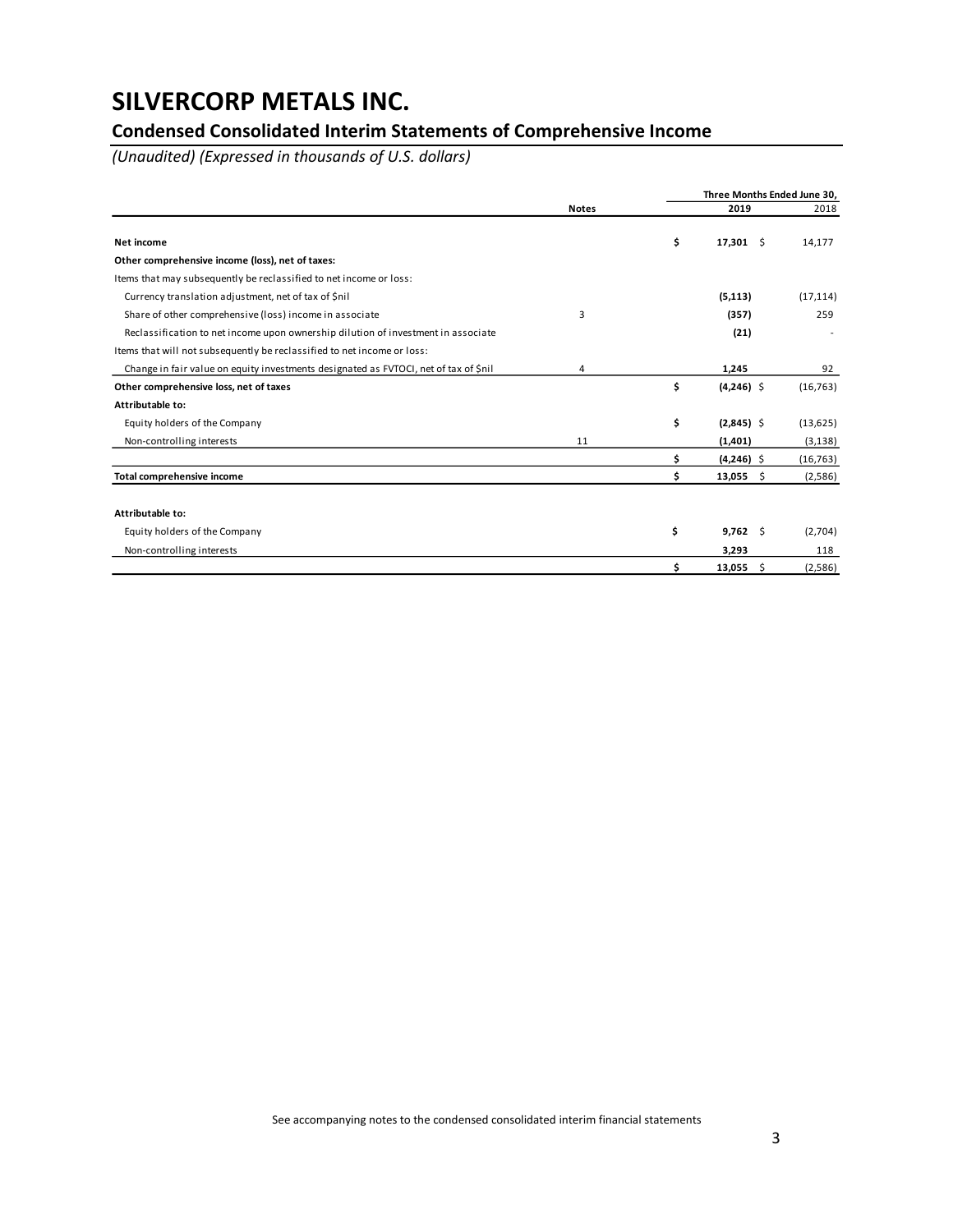# SILVERCORP METALS INC.

## Condensed Consolidated Interim Statements of Comprehensive Income

*(Unaudited) (Expressed in thousands of U.S. dollars)*

| | Notes | Three Months Ended June 30, 2019 | 2018 |
|---|---|---|---|
| **Net income** | | **$ 17,301** | $ 14,177 |
| **Other comprehensive income (loss), net of taxes:** | | | |
| Items that may subsequently be reclassified to net income or loss: | | | |
| Currency translation adjustment, net of tax of $nil | | **(5,113)** | (17,114) |
| Share of other comprehensive (loss) income in associate | 3 | **(357)** | 259 |
| Reclassification to net income upon ownership dilution of investment in associate | | **(21)** | - |
| Items that will not subsequently be reclassified to net income or loss: | | | |
| Change in fair value on equity investments designated as FVTOCI, net of tax of $nil | 4 | **1,245** | 92 |
| **Other comprehensive loss, net of taxes** | | **$ (4,246)** | $ (16,763) |
| **Attributable to:** | | | |
| Equity holders of the Company | | **$ (2,845)** | $ (13,625) |
| Non-controlling interests | 11 | **(1,401)** | (3,138) |
| | | **$ (4,246)** | $ (16,763) |
| **Total comprehensive income** | | **$ 13,055** | $ (2,586) |
| | | | |
| **Attributable to:** | | | |
| Equity holders of the Company | | **$ 9,762** | $ (2,704) |
| Non-controlling interests | | **3,293** | 118 |
| | | **$ 13,055** | $ (2,586) |

See accompanying notes to the condensed consolidated interim financial statements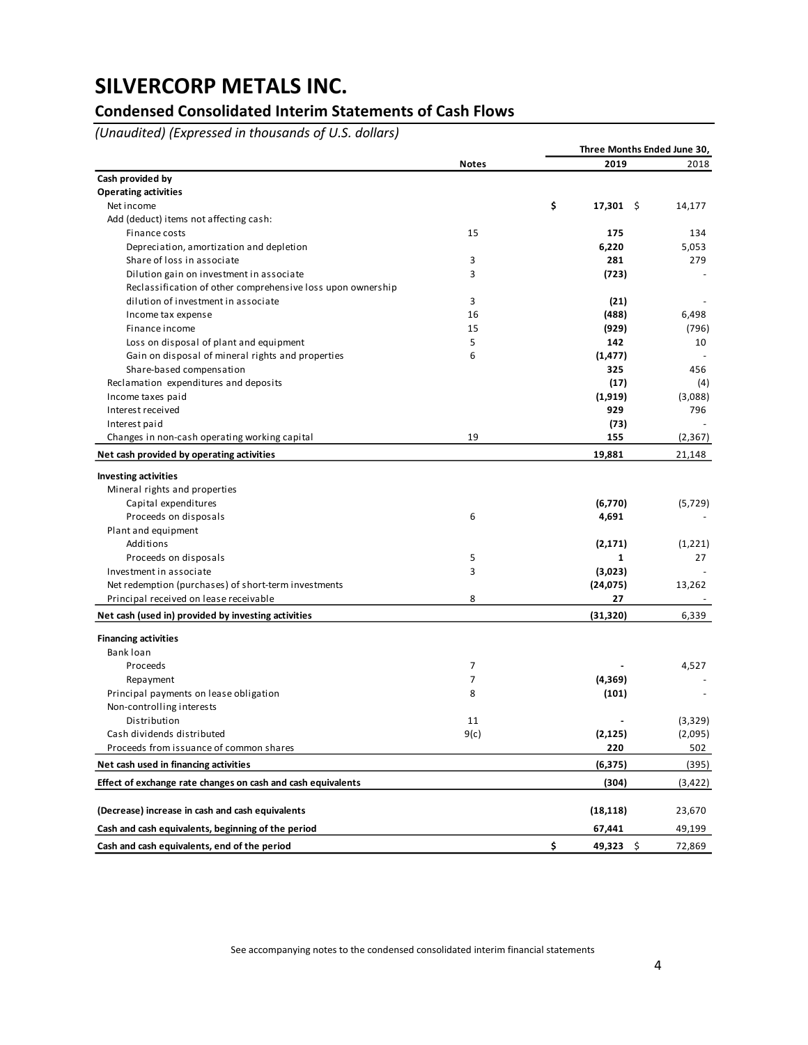# SILVERCORP METALS INC.

## Condensed Consolidated Interim Statements of Cash Flows

*(Unaudited) (Expressed in thousands of U.S. dollars)*

| | Notes | Three Months Ended June 30, 2019 | 2018 |
|---|---|---|---|
| **Cash provided by** | | | |
| **Operating activities** | | | |
| Net income | | **$ 17,301** | $ 14,177 |
| Add (deduct) items not affecting cash: | | | |
| Finance costs | 15 | **175** | 134 |
| Depreciation, amortization and depletion | | **6,220** | 5,053 |
| Share of loss in associate | 3 | **281** | 279 |
| Dilution gain on investment in associate | 3 | **(723)** | - |
| Reclassification of other comprehensive loss upon ownership dilution of investment in associate | 3 | **(21)** | - |
| Income tax expense | 16 | **(488)** | 6,498 |
| Finance income | 15 | **(929)** | (796) |
| Loss on disposal of plant and equipment | 5 | **142** | 10 |
| Gain on disposal of mineral rights and properties | 6 | **(1,477)** | - |
| Share-based compensation | | **325** | 456 |
| Reclamation expenditures and deposits | | **(17)** | (4) |
| Income taxes paid | | **(1,919)** | (3,088) |
| Interest received | | **929** | 796 |
| Interest paid | | **(73)** | - |
| Changes in non-cash operating working capital | 19 | **155** | (2,367) |
| **Net cash provided by operating activities** | | **19,881** | 21,148 |
| **Investing activities** | | | |
| Mineral rights and properties | | | |
| Capital expenditures | | **(6,770)** | (5,729) |
| Proceeds on disposals | 6 | **4,691** | - |
| Plant and equipment | | | |
| Additions | | **(2,171)** | (1,221) |
| Proceeds on disposals | 5 | **1** | 27 |
| Investment in associate | 3 | **(3,023)** | - |
| Net redemption (purchases) of short-term investments | | **(24,075)** | 13,262 |
| Principal received on lease receivable | 8 | **27** | - |
| **Net cash (used in) provided by investing activities** | | **(31,320)** | 6,339 |
| **Financing activities** | | | |
| Bank loan | | | |
| Proceeds | 7 | **-** | 4,527 |
| Repayment | 7 | **(4,369)** | - |
| Principal payments on lease obligation | 8 | **(101)** | - |
| Non-controlling interests | | | |
| Distribution | 11 | **-** | (3,329) |
| Cash dividends distributed | 9(c) | **(2,125)** | (2,095) |
| Proceeds from issuance of common shares | | **220** | 502 |
| **Net cash used in financing activities** | | **(6,375)** | (395) |
| **Effect of exchange rate changes on cash and cash equivalents** | | **(304)** | (3,422) |
| **(Decrease) increase in cash and cash equivalents** | | **(18,118)** | 23,670 |
| **Cash and cash equivalents, beginning of the period** | | **67,441** | 49,199 |
| **Cash and cash equivalents, end of the period** | | **$ 49,323** | $ 72,869 |

See accompanying notes to the condensed consolidated interim financial statements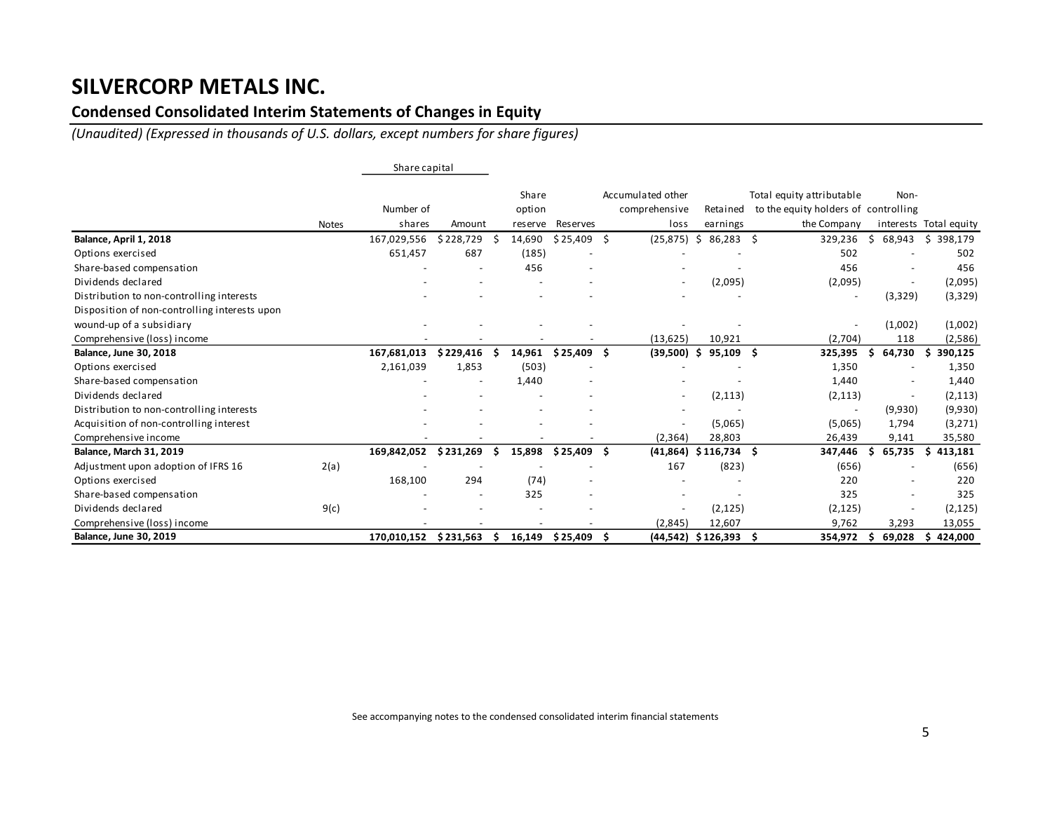# SILVERCORP METALS INC.

## Condensed Consolidated Interim Statements of Changes in Equity

*(Unaudited) (Expressed in thousands of U.S. dollars, except numbers for share figures)*

| | Notes | Share capital | | Share option reserve | Reserves | Accumulated other comprehensive loss | Retained earnings | Total equity attributable to the equity holders of the Company | Non-controlling interests | Total equity |
|---|---|---|---|---|---|---|---|---|---|---|
| | | Number of shares | Amount | | | | | | | |
| **Balance, April 1, 2018** | | 167,029,556 | $ 228,729 | $ 14,690 | $ 25,409 | $ (25,875) | $ 86,283 | $ 329,236 | $ 68,943 | $ 398,179 |
| Options exercised | | 651,457 | 687 | (185) | - | - | - | 502 | - | 502 |
| Share-based compensation | | - | - | 456 | - | - | - | 456 | - | 456 |
| Dividends declared | | - | - | - | - | - | (2,095) | (2,095) | - | (2,095) |
| Distribution to non-controlling interests | | - | - | - | - | - | - | - | (3,329) | (3,329) |
| Disposition of non-controlling interests upon wound-up of a subsidiary | | - | - | - | - | - | - | - | (1,002) | (1,002) |
| Comprehensive (loss) income | | - | - | - | - | (13,625) | 10,921 | (2,704) | 118 | (2,586) |
| **Balance, June 30, 2018** | | **167,681,013** | **$ 229,416** | **$ 14,961** | **$ 25,409** | **$ (39,500)** | **$ 95,109** | **$ 325,395** | **$ 64,730** | **$ 390,125** |
| Options exercised | | 2,161,039 | 1,853 | (503) | - | - | - | 1,350 | - | 1,350 |
| Share-based compensation | | - | - | 1,440 | - | - | - | 1,440 | - | 1,440 |
| Dividends declared | | - | - | - | - | - | (2,113) | (2,113) | - | (2,113) |
| Distribution to non-controlling interests | | - | - | - | - | - | - | - | (9,930) | (9,930) |
| Acquisition of non-controlling interest | | - | - | - | - | - | (5,065) | (5,065) | 1,794 | (3,271) |
| Comprehensive income | | - | - | - | - | (2,364) | 28,803 | 26,439 | 9,141 | 35,580 |
| **Balance, March 31, 2019** | | **169,842,052** | **$ 231,269** | **$ 15,898** | **$ 25,409** | **$ (41,864)** | **$ 116,734** | **$ 347,446** | **$ 65,735** | **$ 413,181** |
| Adjustment upon adoption of IFRS 16 | 2(a) | - | - | - | - | 167 | (823) | (656) | - | (656) |
| Options exercised | | 168,100 | 294 | (74) | - | - | - | 220 | - | 220 |
| Share-based compensation | | - | - | 325 | - | - | - | 325 | - | 325 |
| Dividends declared | 9(c) | - | - | - | - | - | (2,125) | (2,125) | - | (2,125) |
| Comprehensive (loss) income | | - | - | - | - | (2,845) | 12,607 | 9,762 | 3,293 | 13,055 |
| **Balance, June 30, 2019** | | **170,010,152** | **$ 231,563** | **$ 16,149** | **$ 25,409** | **$ (44,542)** | **$ 126,393** | **$ 354,972** | **$ 69,028** | **$ 424,000** |

See accompanying notes to the condensed consolidated interim financial statements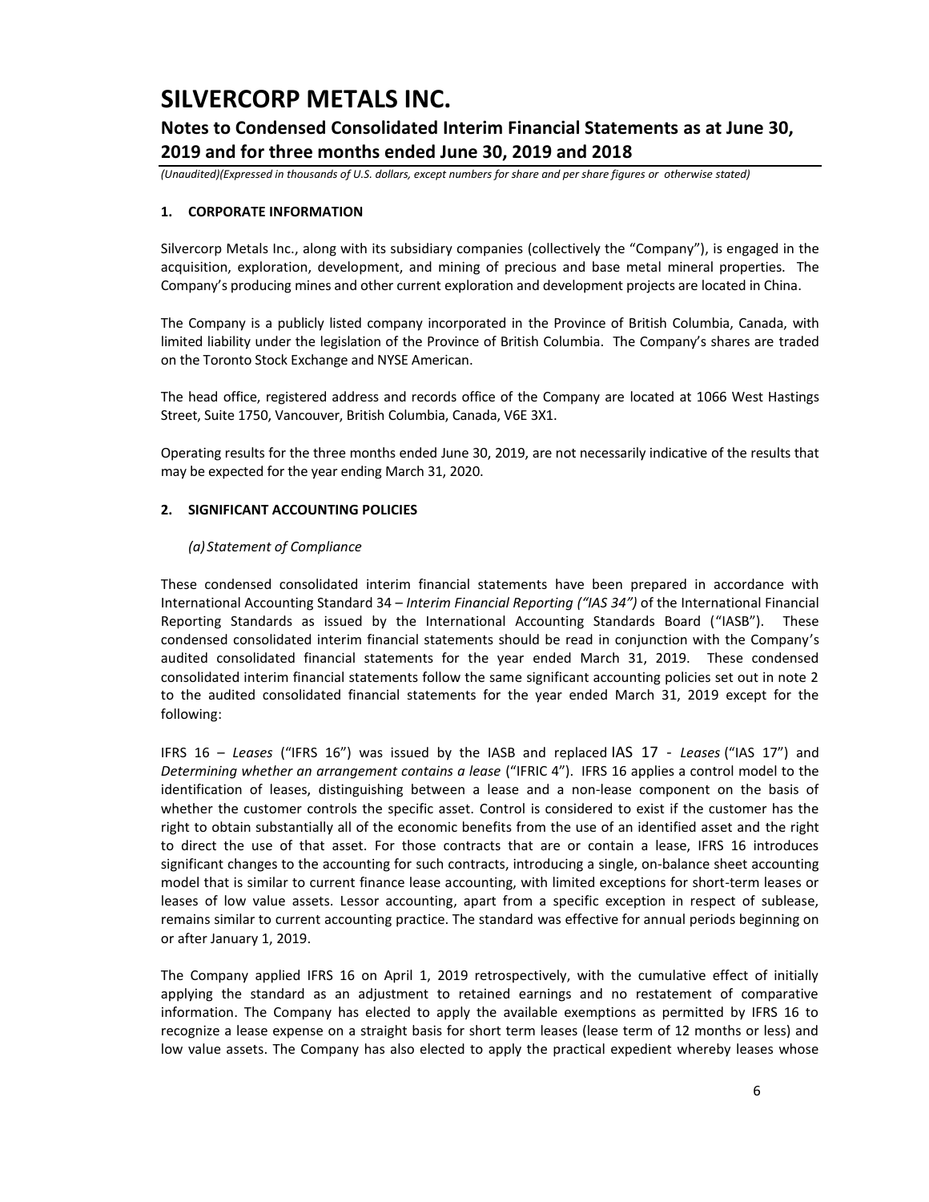# SILVERCORP METALS INC.

## Notes to Condensed Consolidated Interim Financial Statements as at June 30, 2019 and for three months ended June 30, 2019 and 2018

*(Unaudited)(Expressed in thousands of U.S. dollars, except numbers for share and per share figures or otherwise stated)*

### 1. CORPORATE INFORMATION

Silvercorp Metals Inc., along with its subsidiary companies (collectively the "Company"), is engaged in the acquisition, exploration, development, and mining of precious and base metal mineral properties. The Company's producing mines and other current exploration and development projects are located in China.

The Company is a publicly listed company incorporated in the Province of British Columbia, Canada, with limited liability under the legislation of the Province of British Columbia. The Company's shares are traded on the Toronto Stock Exchange and NYSE American.

The head office, registered address and records office of the Company are located at 1066 West Hastings Street, Suite 1750, Vancouver, British Columbia, Canada, V6E 3X1.

Operating results for the three months ended June 30, 2019, are not necessarily indicative of the results that may be expected for the year ending March 31, 2020.

### 2. SIGNIFICANT ACCOUNTING POLICIES

*(a) Statement of Compliance*

These condensed consolidated interim financial statements have been prepared in accordance with International Accounting Standard 34 – *Interim Financial Reporting ("IAS 34")* of the International Financial Reporting Standards as issued by the International Accounting Standards Board ("IASB"). These condensed consolidated interim financial statements should be read in conjunction with the Company's audited consolidated financial statements for the year ended March 31, 2019. These condensed consolidated interim financial statements follow the same significant accounting policies set out in note 2 to the audited consolidated financial statements for the year ended March 31, 2019 except for the following:

IFRS 16 – *Leases* ("IFRS 16") was issued by the IASB and replaced IAS 17 - *Leases* ("IAS 17") and *Determining whether an arrangement contains a lease* ("IFRIC 4"). IFRS 16 applies a control model to the identification of leases, distinguishing between a lease and a non-lease component on the basis of whether the customer controls the specific asset. Control is considered to exist if the customer has the right to obtain substantially all of the economic benefits from the use of an identified asset and the right to direct the use of that asset. For those contracts that are or contain a lease, IFRS 16 introduces significant changes to the accounting for such contracts, introducing a single, on-balance sheet accounting model that is similar to current finance lease accounting, with limited exceptions for short-term leases or leases of low value assets. Lessor accounting, apart from a specific exception in respect of sublease, remains similar to current accounting practice. The standard was effective for annual periods beginning on or after January 1, 2019.

The Company applied IFRS 16 on April 1, 2019 retrospectively, with the cumulative effect of initially applying the standard as an adjustment to retained earnings and no restatement of comparative information. The Company has elected to apply the available exemptions as permitted by IFRS 16 to recognize a lease expense on a straight basis for short term leases (lease term of 12 months or less) and low value assets. The Company has also elected to apply the practical expedient whereby leases whose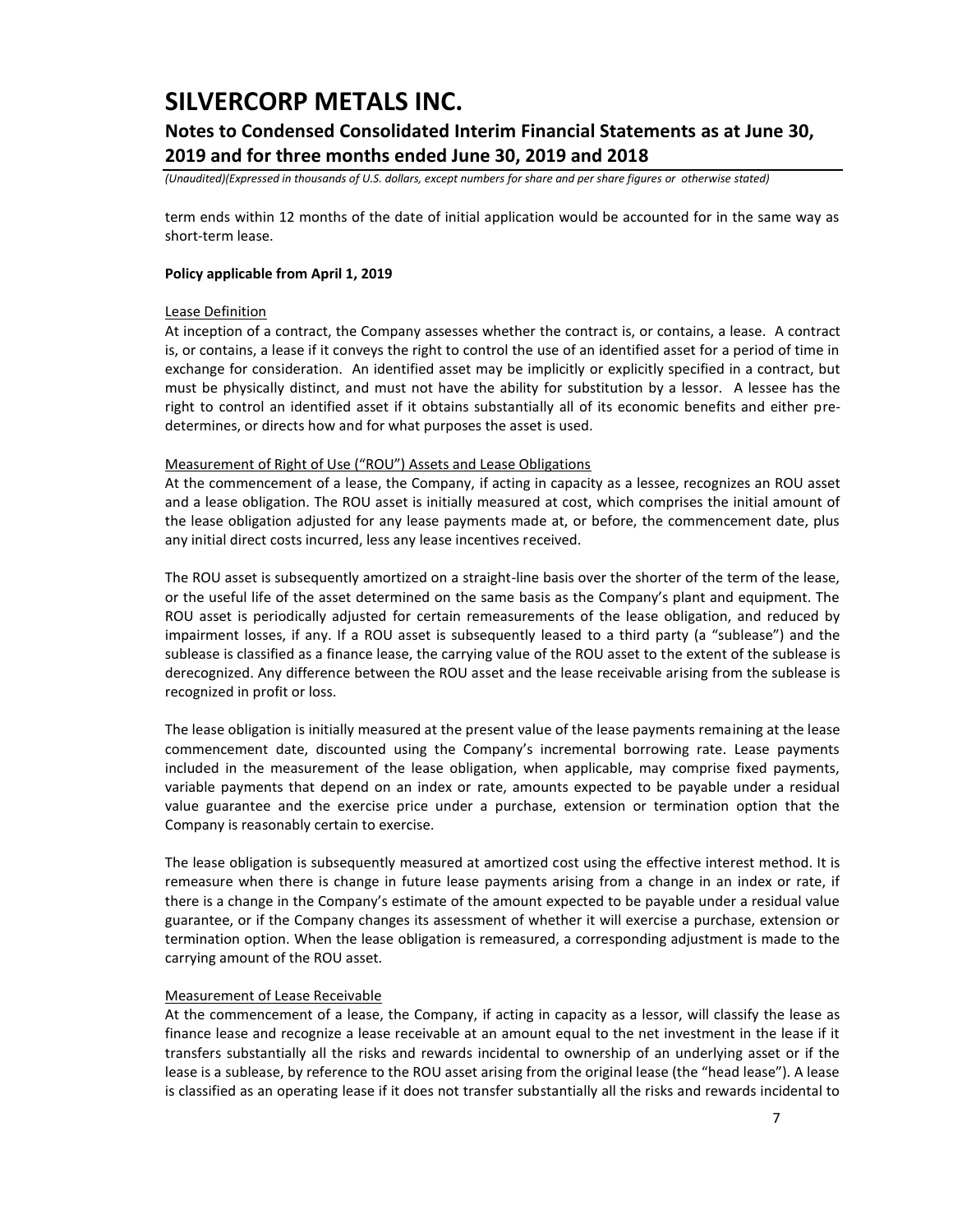term ends within 12 months of the date of initial application would be accounted for in the same way as short-term lease.

**Policy applicable from April 1, 2019**

Lease Definition

At inception of a contract, the Company assesses whether the contract is, or contains, a lease. A contract is, or contains, a lease if it conveys the right to control the use of an identified asset for a period of time in exchange for consideration. An identified asset may be implicitly or explicitly specified in a contract, but must be physically distinct, and must not have the ability for substitution by a lessor. A lessee has the right to control an identified asset if it obtains substantially all of its economic benefits and either pre-determines, or directs how and for what purposes the asset is used.

Measurement of Right of Use ("ROU") Assets and Lease Obligations

At the commencement of a lease, the Company, if acting in capacity as a lessee, recognizes an ROU asset and a lease obligation. The ROU asset is initially measured at cost, which comprises the initial amount of the lease obligation adjusted for any lease payments made at, or before, the commencement date, plus any initial direct costs incurred, less any lease incentives received.

The ROU asset is subsequently amortized on a straight-line basis over the shorter of the term of the lease, or the useful life of the asset determined on the same basis as the Company's plant and equipment. The ROU asset is periodically adjusted for certain remeasurements of the lease obligation, and reduced by impairment losses, if any. If a ROU asset is subsequently leased to a third party (a "sublease") and the sublease is classified as a finance lease, the carrying value of the ROU asset to the extent of the sublease is derecognized. Any difference between the ROU asset and the lease receivable arising from the sublease is recognized in profit or loss.

The lease obligation is initially measured at the present value of the lease payments remaining at the lease commencement date, discounted using the Company's incremental borrowing rate. Lease payments included in the measurement of the lease obligation, when applicable, may comprise fixed payments, variable payments that depend on an index or rate, amounts expected to be payable under a residual value guarantee and the exercise price under a purchase, extension or termination option that the Company is reasonably certain to exercise.

The lease obligation is subsequently measured at amortized cost using the effective interest method. It is remeasure when there is change in future lease payments arising from a change in an index or rate, if there is a change in the Company's estimate of the amount expected to be payable under a residual value guarantee, or if the Company changes its assessment of whether it will exercise a purchase, extension or termination option. When the lease obligation is remeasured, a corresponding adjustment is made to the carrying amount of the ROU asset.

Measurement of Lease Receivable

At the commencement of a lease, the Company, if acting in capacity as a lessor, will classify the lease as finance lease and recognize a lease receivable at an amount equal to the net investment in the lease if it transfers substantially all the risks and rewards incidental to ownership of an underlying asset or if the lease is a sublease, by reference to the ROU asset arising from the original lease (the "head lease"). A lease is classified as an operating lease if it does not transfer substantially all the risks and rewards incidental to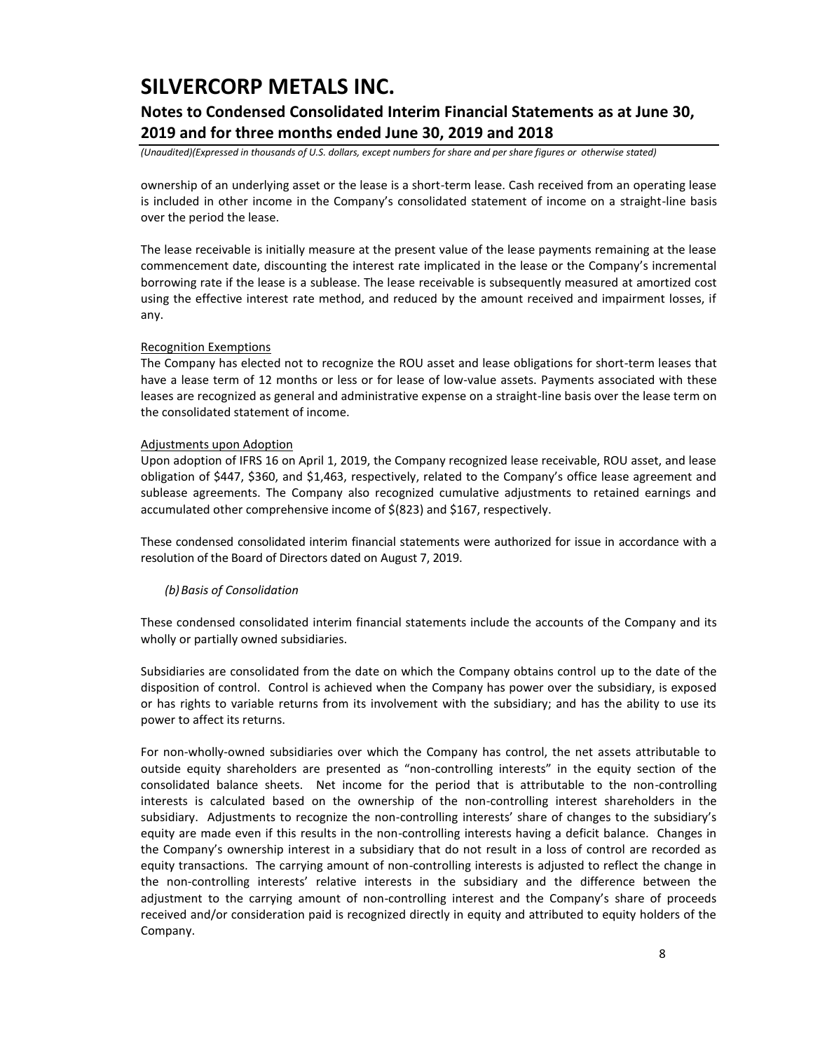ownership of an underlying asset or the lease is a short-term lease. Cash received from an operating lease is included in other income in the Company's consolidated statement of income on a straight-line basis over the period the lease.

The lease receivable is initially measure at the present value of the lease payments remaining at the lease commencement date, discounting the interest rate implicated in the lease or the Company's incremental borrowing rate if the lease is a sublease. The lease receivable is subsequently measured at amortized cost using the effective interest rate method, and reduced by the amount received and impairment losses, if any.

Recognition Exemptions

The Company has elected not to recognize the ROU asset and lease obligations for short-term leases that have a lease term of 12 months or less or for lease of low-value assets. Payments associated with these leases are recognized as general and administrative expense on a straight-line basis over the lease term on the consolidated statement of income.

Adjustments upon Adoption

Upon adoption of IFRS 16 on April 1, 2019, the Company recognized lease receivable, ROU asset, and lease obligation of $447, $360, and $1,463, respectively, related to the Company's office lease agreement and sublease agreements. The Company also recognized cumulative adjustments to retained earnings and accumulated other comprehensive income of $(823) and $167, respectively.

These condensed consolidated interim financial statements were authorized for issue in accordance with a resolution of the Board of Directors dated on August 7, 2019.

*(b) Basis of Consolidation*

These condensed consolidated interim financial statements include the accounts of the Company and its wholly or partially owned subsidiaries.

Subsidiaries are consolidated from the date on which the Company obtains control up to the date of the disposition of control. Control is achieved when the Company has power over the subsidiary, is exposed or has rights to variable returns from its involvement with the subsidiary; and has the ability to use its power to affect its returns.

For non-wholly-owned subsidiaries over which the Company has control, the net assets attributable to outside equity shareholders are presented as "non-controlling interests" in the equity section of the consolidated balance sheets. Net income for the period that is attributable to the non-controlling interests is calculated based on the ownership of the non-controlling interest shareholders in the subsidiary. Adjustments to recognize the non-controlling interests' share of changes to the subsidiary's equity are made even if this results in the non-controlling interests having a deficit balance. Changes in the Company's ownership interest in a subsidiary that do not result in a loss of control are recorded as equity transactions. The carrying amount of non-controlling interests is adjusted to reflect the change in the non-controlling interests' relative interests in the subsidiary and the difference between the adjustment to the carrying amount of non-controlling interest and the Company's share of proceeds received and/or consideration paid is recognized directly in equity and attributed to equity holders of the Company.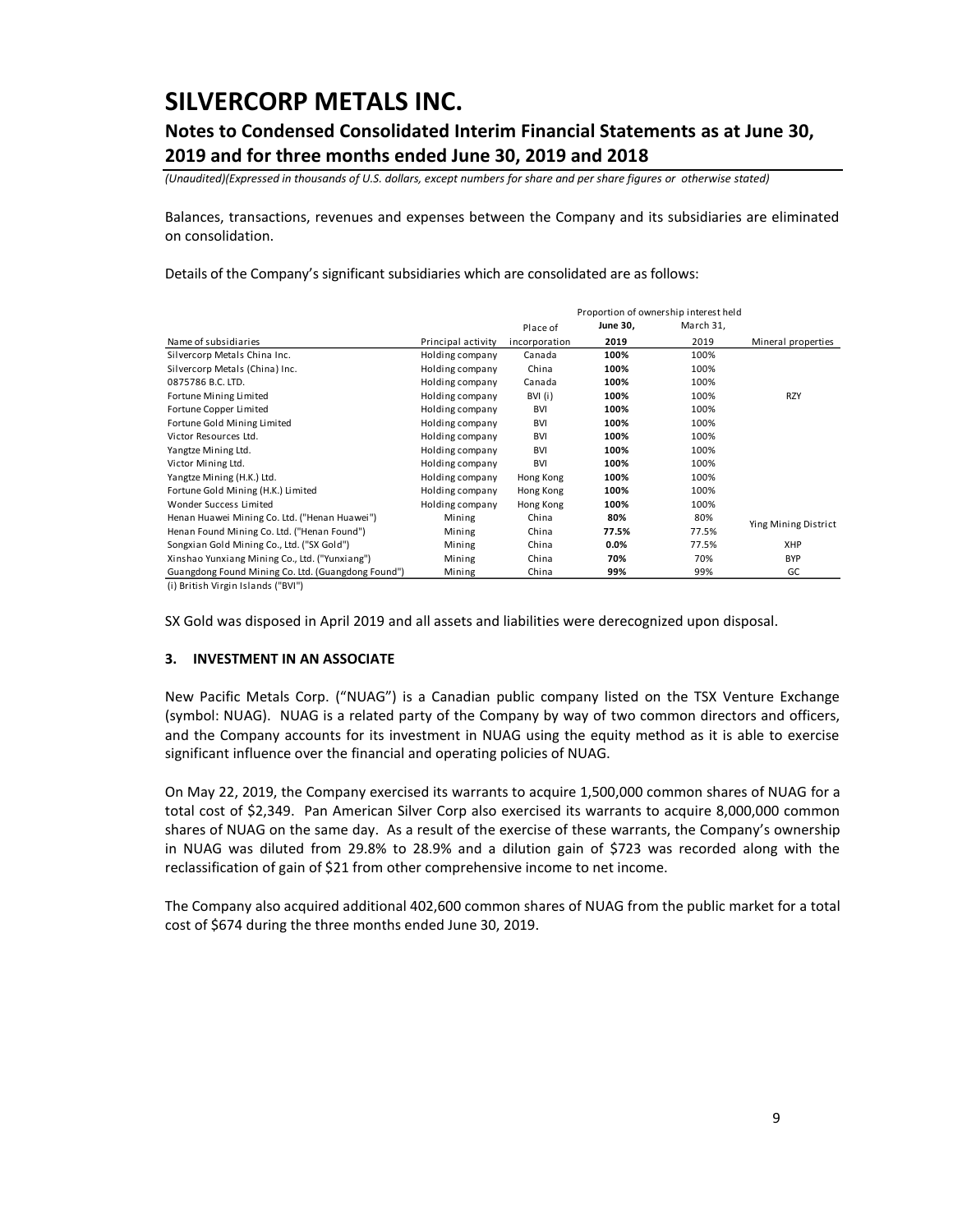Balances, transactions, revenues and expenses between the Company and its subsidiaries are eliminated on consolidation.

Details of the Company's significant subsidiaries which are consolidated are as follows:

| | | | Proportion of ownership interest held | | |
|---|---|---|---|---|---|
| Name of subsidiaries | Principal activity | Place of incorporation | **June 30, 2019** | March 31, 2019 | Mineral properties |
| Silvercorp Metals China Inc. | Holding company | Canada | **100%** | 100% | |
| Silvercorp Metals (China) Inc. | Holding company | China | **100%** | 100% | |
| 0875786 B.C. LTD. | Holding company | Canada | **100%** | 100% | |
| Fortune Mining Limited | Holding company | BVI (i) | **100%** | 100% | RZY |
| Fortune Copper Limited | Holding company | BVI | **100%** | 100% | |
| Fortune Gold Mining Limited | Holding company | BVI | **100%** | 100% | |
| Victor Resources Ltd. | Holding company | BVI | **100%** | 100% | |
| Yangtze Mining Ltd. | Holding company | BVI | **100%** | 100% | |
| Victor Mining Ltd. | Holding company | BVI | **100%** | 100% | |
| Yangtze Mining (H.K.) Ltd. | Holding company | Hong Kong | **100%** | 100% | |
| Fortune Gold Mining (H.K.) Limited | Holding company | Hong Kong | **100%** | 100% | |
| Wonder Success Limited | Holding company | Hong Kong | **100%** | 100% | |
| Henan Huawei Mining Co. Ltd. ("Henan Huawei") | Mining | China | **80%** | 80% | Ying Mining District |
| Henan Found Mining Co. Ltd. ("Henan Found") | Mining | China | **77.5%** | 77.5% | |
| Songxian Gold Mining Co., Ltd. ("SX Gold") | Mining | China | **0.0%** | 77.5% | XHP |
| Xinshao Yunxiang Mining Co., Ltd. ("Yunxiang") | Mining | China | **70%** | 70% | BYP |
| Guangdong Found Mining Co. Ltd. (Guangdong Found") | Mining | China | **99%** | 99% | GC |

(i) British Virgin Islands ("BVI")

SX Gold was disposed in April 2019 and all assets and liabilities were derecognized upon disposal.

### 3. INVESTMENT IN AN ASSOCIATE

New Pacific Metals Corp. ("NUAG") is a Canadian public company listed on the TSX Venture Exchange (symbol: NUAG). NUAG is a related party of the Company by way of two common directors and officers, and the Company accounts for its investment in NUAG using the equity method as it is able to exercise significant influence over the financial and operating policies of NUAG.

On May 22, 2019, the Company exercised its warrants to acquire 1,500,000 common shares of NUAG for a total cost of $2,349. Pan American Silver Corp also exercised its warrants to acquire 8,000,000 common shares of NUAG on the same day. As a result of the exercise of these warrants, the Company's ownership in NUAG was diluted from 29.8% to 28.9% and a dilution gain of $723 was recorded along with the reclassification of gain of $21 from other comprehensive income to net income.

The Company also acquired additional 402,600 common shares of NUAG from the public market for a total cost of $674 during the three months ended June 30, 2019.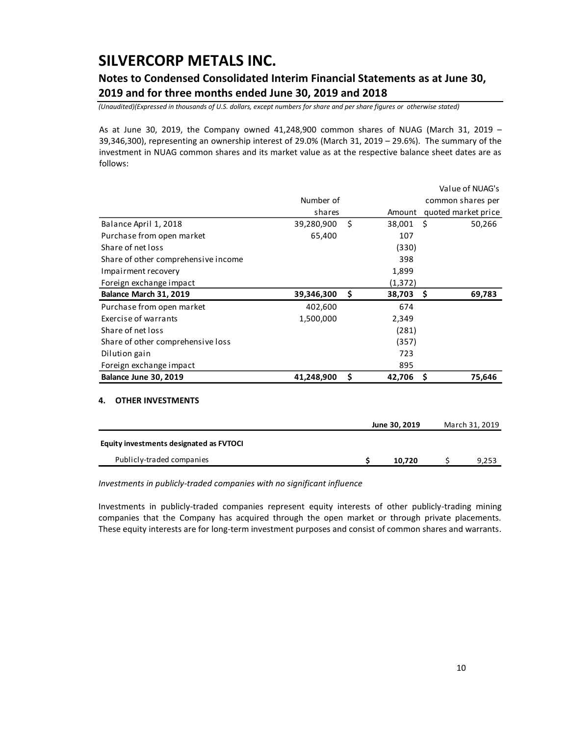As at June 30, 2019, the Company owned 41,248,900 common shares of NUAG (March 31, 2019 – 39,346,300), representing an ownership interest of 29.0% (March 31, 2019 – 29.6%). The summary of the investment in NUAG common shares and its market value as at the respective balance sheet dates are as follows:

| | Number of shares | Amount | Value of NUAG's common shares per quoted market price |
|---|---|---|---|
| Balance April 1, 2018 | 39,280,900 | $ 38,001 | $ 50,266 |
| Purchase from open market | 65,400 | 107 | |
| Share of net loss | | (330) | |
| Share of other comprehensive income | | 398 | |
| Impairment recovery | | 1,899 | |
| Foreign exchange impact | | (1,372) | |
| **Balance March 31, 2019** | **39,346,300** | **$ 38,703** | **$ 69,783** |
| Purchase from open market | 402,600 | 674 | |
| Exercise of warrants | 1,500,000 | 2,349 | |
| Share of net loss | | (281) | |
| Share of other comprehensive loss | | (357) | |
| Dilution gain | | 723 | |
| Foreign exchange impact | | 895 | |
| **Balance June 30, 2019** | **41,248,900** | **$ 42,706** | **$ 75,646** |

## 4. OTHER INVESTMENTS

| | **June 30, 2019** | March 31, 2019 |
|---|---|---|
| **Equity investments designated as FVTOCI** | | |
| Publicly-traded companies | **$ 10,720** | $ 9,253 |

*Investments in publicly-traded companies with no significant influence*

Investments in publicly-traded companies represent equity interests of other publicly-trading mining companies that the Company has acquired through the open market or through private placements. These equity interests are for long-term investment purposes and consist of common shares and warrants.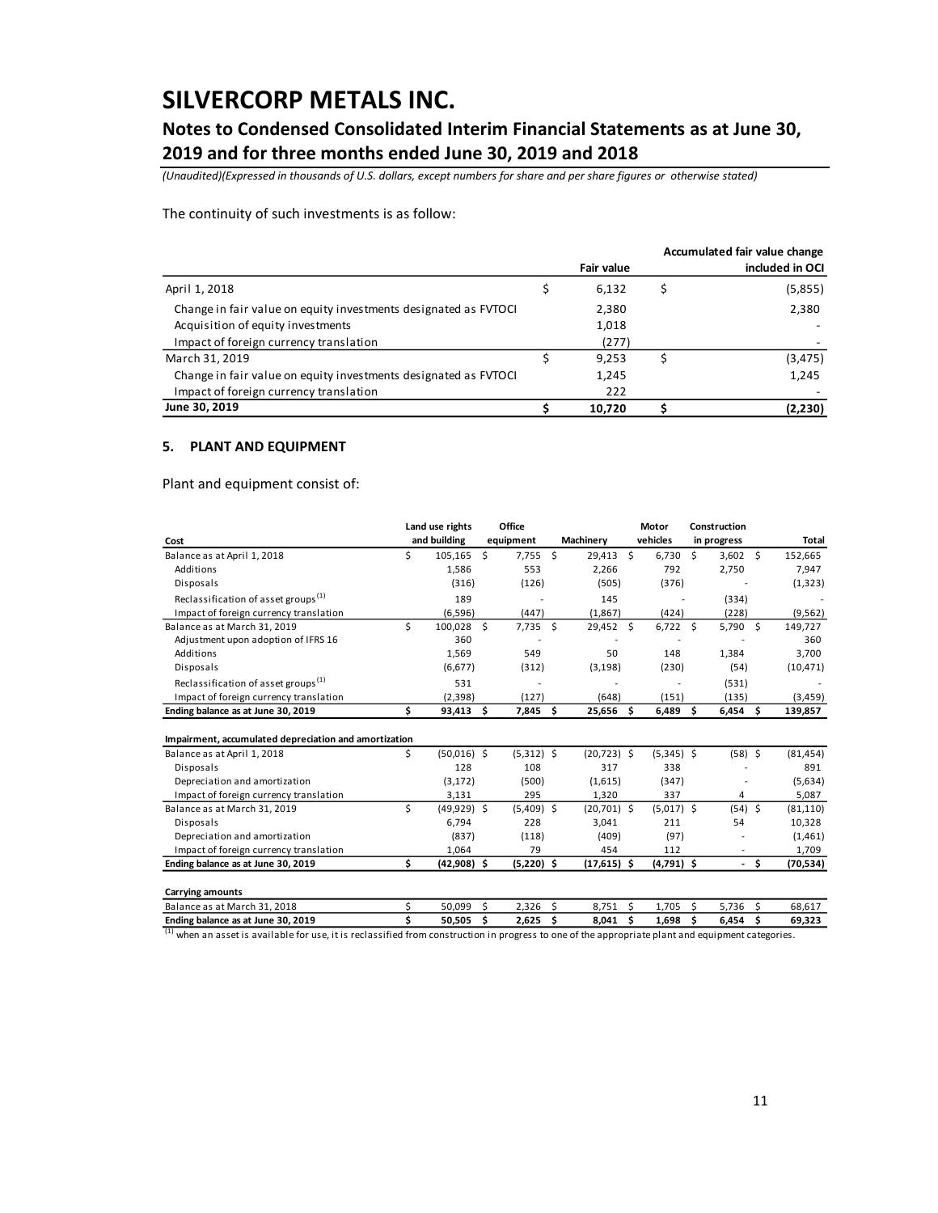The continuity of such investments is as follow:

| | Fair value | Accumulated fair value change included in OCI |
|---|---|---|
| April 1, 2018 | $ 6,132 | $ (5,855) |
| Change in fair value on equity investments designated as FVTOCI | 2,380 | 2,380 |
| Acquisition of equity investments | 1,018 | - |
| Impact of foreign currency translation | (277) | - |
| March 31, 2019 | $ 9,253 | $ (3,475) |
| Change in fair value on equity investments designated as FVTOCI | 1,245 | 1,245 |
| Impact of foreign currency translation | 222 | - |
| **June 30, 2019** | **$ 10,720** | **$ (2,230)** |

## 5. PLANT AND EQUIPMENT

Plant and equipment consist of:

| Cost | Land use rights and building | Office equipment | Machinery | Motor vehicles | Construction in progress | Total |
|---|---|---|---|---|---|---|
| Balance as at April 1, 2018 | $ 105,165 | $ 7,755 | $ 29,413 | $ 6,730 | $ 3,602 | $ 152,665 |
| Additions | 1,586 | 553 | 2,266 | 792 | 2,750 | 7,947 |
| Disposals | (316) | (126) | (505) | (376) | - | (1,323) |
| Reclassification of asset groups[(1)] | 189 | - | 145 | - | (334) | - |
| Impact of foreign currency translation | (6,596) | (447) | (1,867) | (424) | (228) | (9,562) |
| Balance as at March 31, 2019 | $ 100,028 | $ 7,735 | $ 29,452 | $ 6,722 | $ 5,790 | $ 149,727 |
| Adjustment upon adoption of IFRS 16 | 360 | - | - | - | - | 360 |
| Additions | 1,569 | 549 | 50 | 148 | 1,384 | 3,700 |
| Disposals | (6,677) | (312) | (3,198) | (230) | (54) | (10,471) |
| Reclassification of asset groups[(1)] | 531 | - | - | - | (531) | - |
| Impact of foreign currency translation | (2,398) | (127) | (648) | (151) | (135) | (3,459) |
| **Ending balance as at June 30, 2019** | **$ 93,413** | **$ 7,845** | **$ 25,656** | **$ 6,489** | **$ 6,454** | **$ 139,857** |
| | | | | | | |
| **Impairment, accumulated depreciation and amortization** | | | | | | |
| Balance as at April 1, 2018 | $ (50,016) | $ (5,312) | $ (20,723) | $ (5,345) | $ (58) | $ (81,454) |
| Disposals | 128 | 108 | 317 | 338 | - | 891 |
| Depreciation and amortization | (3,172) | (500) | (1,615) | (347) | - | (5,634) |
| Impact of foreign currency translation | 3,131 | 295 | 1,320 | 337 | 4 | 5,087 |
| Balance as at March 31, 2019 | $ (49,929) | $ (5,409) | $ (20,701) | $ (5,017) | $ (54) | $ (81,110) |
| Disposals | 6,794 | 228 | 3,041 | 211 | 54 | 10,328 |
| Depreciation and amortization | (837) | (118) | (409) | (97) | - | (1,461) |
| Impact of foreign currency translation | 1,064 | 79 | 454 | 112 | - | 1,709 |
| **Ending balance as at June 30, 2019** | **$ (42,908)** | **$ (5,220)** | **$ (17,615)** | **$ (4,791)** | **$ -** | **$ (70,534)** |
| | | | | | | |
| **Carrying amounts** | | | | | | |
| Balance as at March 31, 2018 | $ 50,099 | $ 2,326 | $ 8,751 | $ 1,705 | $ 5,736 | $ 68,617 |
| **Ending balance as at June 30, 2019** | **$ 50,505** | **$ 2,625** | **$ 8,041** | **$ 1,698** | **$ 6,454** | **$ 69,323** |

[(1)] when an asset is available for use, it is reclassified from construction in progress to one of the appropriate plant and equipment categories.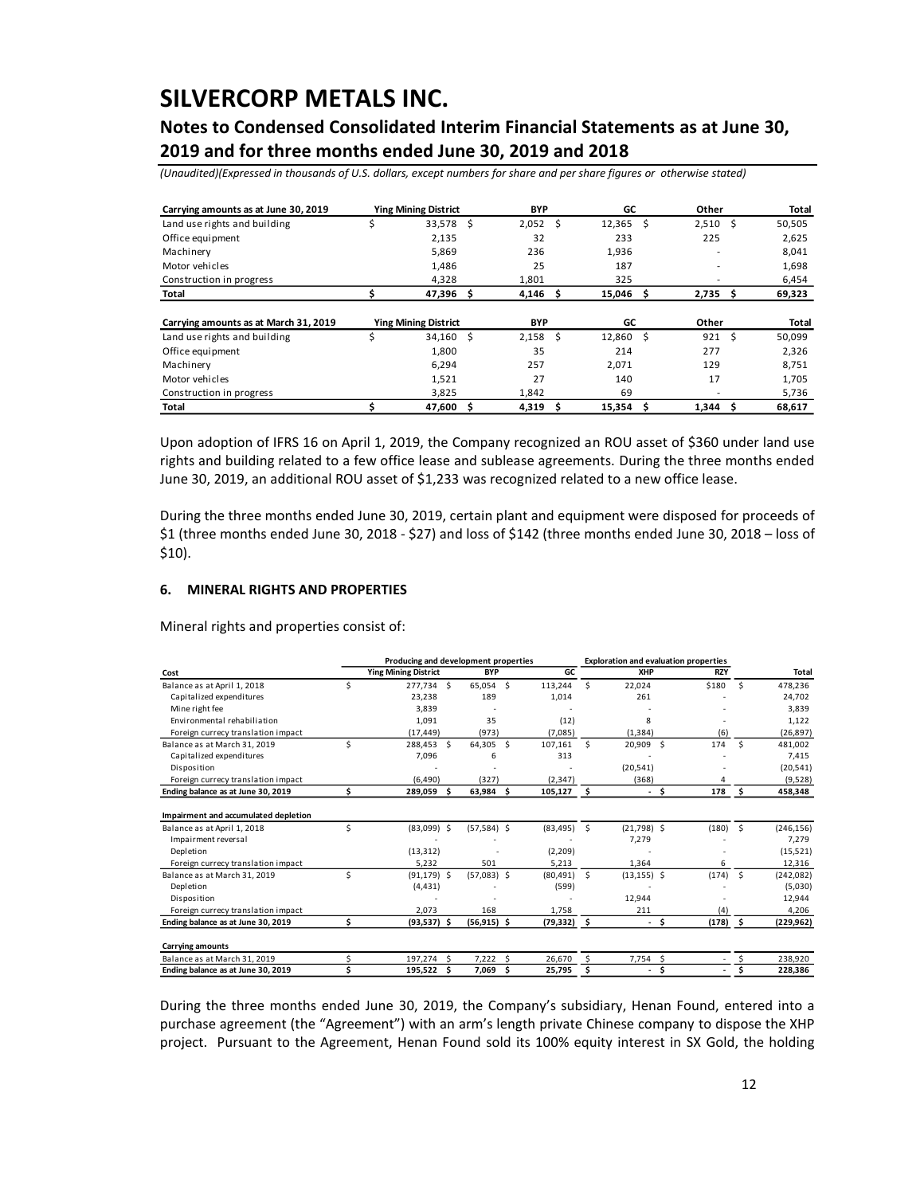| Carrying amounts as at June 30, 2019 | Ying Mining District | BYP | GC | Other | Total |
|---|---|---|---|---|---|
| Land use rights and building | $ 33,578 | $ 2,052 | $ 12,365 | $ 2,510 | $ 50,505 |
| Office equipment | 2,135 | 32 | 233 | 225 | 2,625 |
| Machinery | 5,869 | 236 | 1,936 | - | 8,041 |
| Motor vehicles | 1,486 | 25 | 187 | - | 1,698 |
| Construction in progress | 4,328 | 1,801 | 325 | - | 6,454 |
| **Total** | **$ 47,396** | **$ 4,146** | **$ 15,046** | **$ 2,735** | **$ 69,323** |

| Carrying amounts as at March 31, 2019 | Ying Mining District | BYP | GC | Other | Total |
|---|---|---|---|---|---|
| Land use rights and building | $ 34,160 | $ 2,158 | $ 12,860 | $ 921 | $ 50,099 |
| Office equipment | 1,800 | 35 | 214 | 277 | 2,326 |
| Machinery | 6,294 | 257 | 2,071 | 129 | 8,751 |
| Motor vehicles | 1,521 | 27 | 140 | 17 | 1,705 |
| Construction in progress | 3,825 | 1,842 | 69 | - | 5,736 |
| **Total** | **$ 47,600** | **$ 4,319** | **$ 15,354** | **$ 1,344** | **$ 68,617** |

Upon adoption of IFRS 16 on April 1, 2019, the Company recognized an ROU asset of $360 under land use rights and building related to a few office lease and sublease agreements. During the three months ended June 30, 2019, an additional ROU asset of $1,233 was recognized related to a new office lease.

During the three months ended June 30, 2019, certain plant and equipment were disposed for proceeds of $1 (three months ended June 30, 2018 - $27) and loss of $142 (three months ended June 30, 2018 – loss of $10).

## 6. MINERAL RIGHTS AND PROPERTIES

Mineral rights and properties consist of:

| | Producing and development properties | | | Exploration and evaluation properties | | |
|---|---|---|---|---|---|---|
| **Cost** | **Ying Mining District** | **BYP** | **GC** | **XHP** | **RZY** | **Total** |
| Balance as at April 1, 2018 | $ 277,734 | $ 65,054 | $ 113,244 | $ 22,024 | $180 | $ 478,236 |
| Capitalized expenditures | 23,238 | 189 | 1,014 | 261 | - | 24,702 |
| Mine right fee | 3,839 | - | - | - | - | 3,839 |
| Environmental rehabiliation | 1,091 | 35 | (12) | 8 | - | 1,122 |
| Foreign currecy translation impact | (17,449) | (973) | (7,085) | (1,384) | (6) | (26,897) |
| Balance as at March 31, 2019 | $ 288,453 | $ 64,305 | $ 107,161 | $ 20,909 | $ 174 | $ 481,002 |
| Capitalized expenditures | 7,096 | 6 | 313 | - | - | 7,415 |
| Disposition | - | - | - | (20,541) | - | (20,541) |
| Foreign currecy translation impact | (6,490) | (327) | (2,347) | (368) | 4 | (9,528) |
| **Ending balance as at June 30, 2019** | **$ 289,059** | **$ 63,984** | **$ 105,127** | **$ -** | **$ 178** | **$ 458,348** |
| | | | | | | |
| **Impairment and accumulated depletion** | | | | | | |
| Balance as at April 1, 2018 | $ (83,099) | $ (57,584) | $ (83,495) | $ (21,798) | $ (180) | $ (246,156) |
| Impairment reversal | - | - | - | 7,279 | - | 7,279 |
| Depletion | (13,312) | - | (2,209) | - | - | (15,521) |
| Foreign currecy translation impact | 5,232 | 501 | 5,213 | 1,364 | 6 | 12,316 |
| Balance as at March 31, 2019 | $ (91,179) | $ (57,083) | $ (80,491) | $ (13,155) | $ (174) | $ (242,082) |
| Depletion | (4,431) | - | (599) | - | - | (5,030) |
| Disposition | - | - | - | 12,944 | - | 12,944 |
| Foreign currecy translation impact | 2,073 | 168 | 1,758 | 211 | (4) | 4,206 |
| **Ending balance as at June 30, 2019** | **$ (93,537)** | **$ (56,915)** | **$ (79,332)** | **$ -** | **$ (178)** | **$ (229,962)** |
| | | | | | | |
| **Carrying amounts** | | | | | | |
| Balance as at March 31, 2019 | $ 197,274 | $ 7,222 | $ 26,670 | $ 7,754 | $ - | $ 238,920 |
| **Ending balance as at June 30, 2019** | **$ 195,522** | **$ 7,069** | **$ 25,795** | **$ -** | **$ -** | **$ 228,386** |

During the three months ended June 30, 2019, the Company's subsidiary, Henan Found, entered into a purchase agreement (the "Agreement") with an arm's length private Chinese company to dispose the XHP project. Pursuant to the Agreement, Henan Found sold its 100% equity interest in SX Gold, the holding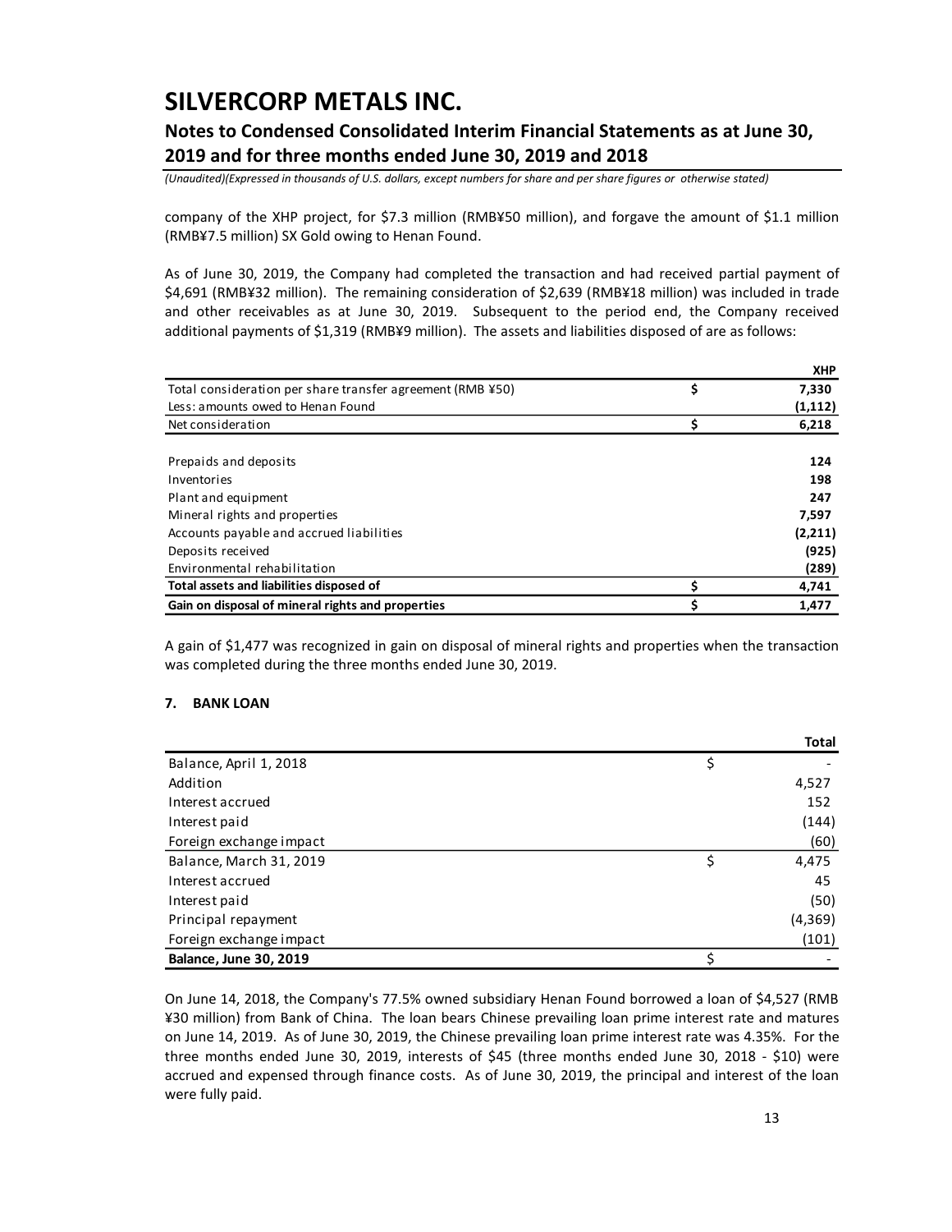company of the XHP project, for $7.3 million (RMB¥50 million), and forgave the amount of $1.1 million (RMB¥7.5 million) SX Gold owing to Henan Found.

As of June 30, 2019, the Company had completed the transaction and had received partial payment of $4,691 (RMB¥32 million). The remaining consideration of $2,639 (RMB¥18 million) was included in trade and other receivables as at June 30, 2019. Subsequent to the period end, the Company received additional payments of $1,319 (RMB¥9 million). The assets and liabilities disposed of are as follows:

| | | XHP |
|---|---|---|
| Total consideration per share transfer agreement (RMB ¥50) | $ | 7,330 |
| Less: amounts owed to Henan Found | | (1,112) |
| Net consideration | $ | 6,218 |
| | | |
| Prepaids and deposits | | 124 |
| Inventories | | 198 |
| Plant and equipment | | 247 |
| Mineral rights and properties | | 7,597 |
| Accounts payable and accrued liabilities | | (2,211) |
| Deposits received | | (925) |
| Environmental rehabilitation | | (289) |
| **Total assets and liabilities disposed of** | **$** | **4,741** |
| **Gain on disposal of mineral rights and properties** | **$** | **1,477** |

A gain of $1,477 was recognized in gain on disposal of mineral rights and properties when the transaction was completed during the three months ended June 30, 2019.

### 7. BANK LOAN

| | | Total |
|---|---|---|
| Balance, April 1, 2018 | $ | - |
| Addition | | 4,527 |
| Interest accrued | | 152 |
| Interest paid | | (144) |
| Foreign exchange impact | | (60) |
| Balance, March 31, 2019 | $ | 4,475 |
| Interest accrued | | 45 |
| Interest paid | | (50) |
| Principal repayment | | (4,369) |
| Foreign exchange impact | | (101) |
| **Balance, June 30, 2019** | $ | - |

On June 14, 2018, the Company's 77.5% owned subsidiary Henan Found borrowed a loan of $4,527 (RMB ¥30 million) from Bank of China. The loan bears Chinese prevailing loan prime interest rate and matures on June 14, 2019. As of June 30, 2019, the Chinese prevailing loan prime interest rate was 4.35%. For the three months ended June 30, 2019, interests of $45 (three months ended June 30, 2018 - $10) were accrued and expensed through finance costs. As of June 30, 2019, the principal and interest of the loan were fully paid.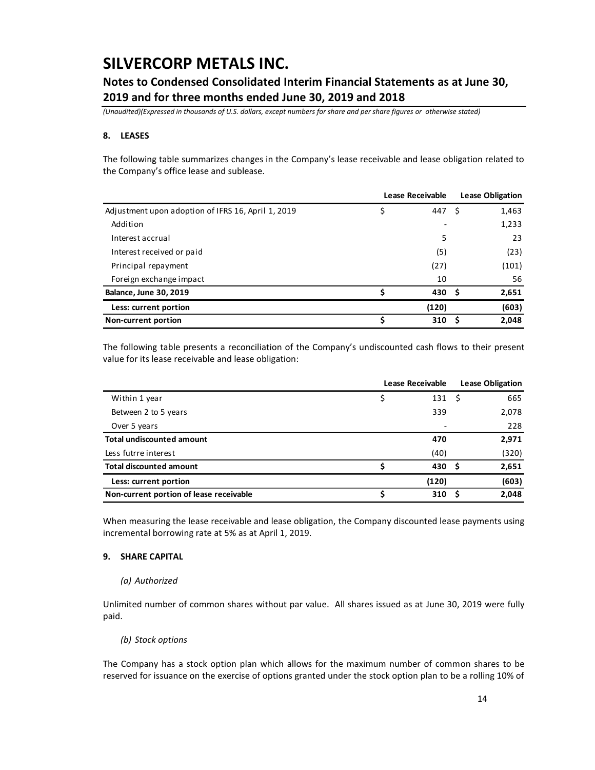## 8. LEASES

The following table summarizes changes in the Company's lease receivable and lease obligation related to the Company's office lease and sublease.

| | Lease Receivable | Lease Obligation |
|---|---|---|
| Adjustment upon adoption of IFRS 16, April 1, 2019 | $ 447 | $ 1,463 |
| Addition | - | 1,233 |
| Interest accrual | 5 | 23 |
| Interest received or paid | (5) | (23) |
| Principal repayment | (27) | (101) |
| Foreign exchange impact | 10 | 56 |
| **Balance, June 30, 2019** | **$ 430** | **$ 2,651** |
| **Less: current portion** | **(120)** | **(603)** |
| **Non-current portion** | **$ 310** | **$ 2,048** |

The following table presents a reconciliation of the Company's undiscounted cash flows to their present value for its lease receivable and lease obligation:

| | Lease Receivable | Lease Obligation |
|---|---|---|
| Within 1 year | $ 131 | $ 665 |
| Between 2 to 5 years | 339 | 2,078 |
| Over 5 years | - | 228 |
| **Total undiscounted amount** | **470** | **2,971** |
| Less futrre interest | (40) | (320) |
| **Total discounted amount** | **$ 430** | **$ 2,651** |
| **Less: current portion** | **(120)** | **(603)** |
| **Non-current portion of lease receivable** | **$ 310** | **$ 2,048** |

When measuring the lease receivable and lease obligation, the Company discounted lease payments using incremental borrowing rate at 5% as at April 1, 2019.

## 9. SHARE CAPITAL

*(a) Authorized*

Unlimited number of common shares without par value. All shares issued as at June 30, 2019 were fully paid.

*(b) Stock options*

The Company has a stock option plan which allows for the maximum number of common shares to be reserved for issuance on the exercise of options granted under the stock option plan to be a rolling 10% of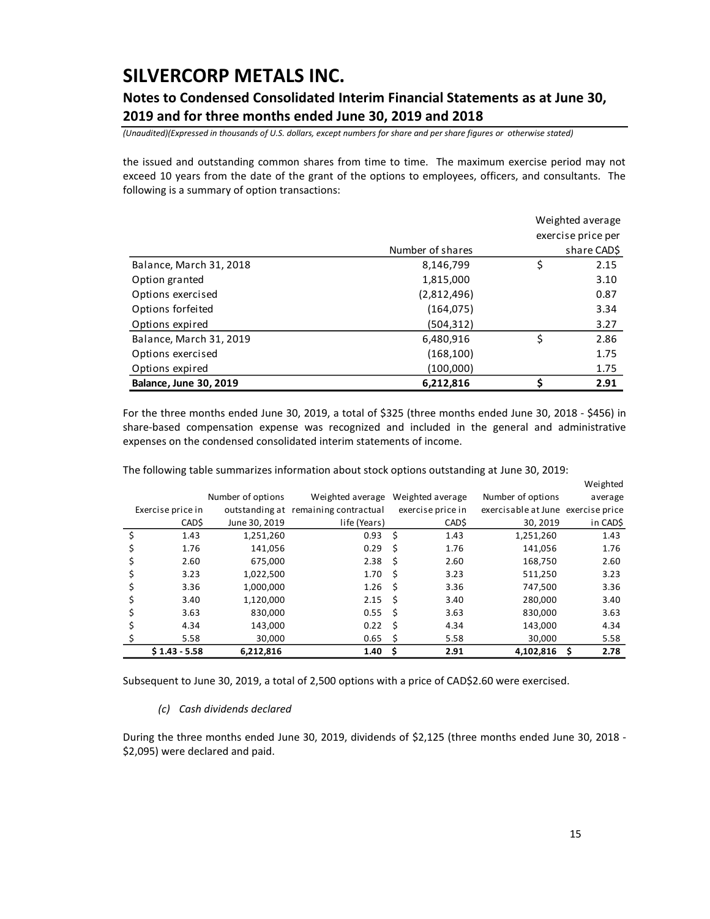the issued and outstanding common shares from time to time. The maximum exercise period may not exceed 10 years from the date of the grant of the options to employees, officers, and consultants. The following is a summary of option transactions:

| | Number of shares | Weighted average exercise price per share CAD$ |
|---|---|---|
| Balance, March 31, 2018 | 8,146,799 | $ 2.15 |
| Option granted | 1,815,000 | 3.10 |
| Options exercised | (2,812,496) | 0.87 |
| Options forfeited | (164,075) | 3.34 |
| Options expired | (504,312) | 3.27 |
| Balance, March 31, 2019 | 6,480,916 | $ 2.86 |
| Options exercised | (168,100) | 1.75 |
| Options expired | (100,000) | 1.75 |
| **Balance, June 30, 2019** | **6,212,816** | **$ 2.91** |

For the three months ended June 30, 2019, a total of $325 (three months ended June 30, 2018 - $456) in share-based compensation expense was recognized and included in the general and administrative expenses on the condensed consolidated interim statements of income.

The following table summarizes information about stock options outstanding at June 30, 2019:

| Exercise price in CAD$ | Number of options outstanding at June 30, 2019 | Weighted average remaining contractual life (Years) | Weighted average exercise price in CAD$ | Number of options exercisable at June 30, 2019 | Weighted average exercise price in CAD$ |
|---|---|---|---|---|---|
| $ 1.43 | 1,251,260 | 0.93 | $ 1.43 | 1,251,260 | 1.43 |
| $ 1.76 | 141,056 | 0.29 | $ 1.76 | 141,056 | 1.76 |
| $ 2.60 | 675,000 | 2.38 | $ 2.60 | 168,750 | 2.60 |
| $ 3.23 | 1,022,500 | 1.70 | $ 3.23 | 511,250 | 3.23 |
| $ 3.36 | 1,000,000 | 1.26 | $ 3.36 | 747,500 | 3.36 |
| $ 3.40 | 1,120,000 | 2.15 | $ 3.40 | 280,000 | 3.40 |
| $ 3.63 | 830,000 | 0.55 | $ 3.63 | 830,000 | 3.63 |
| $ 4.34 | 143,000 | 0.22 | $ 4.34 | 143,000 | 4.34 |
| $ 5.58 | 30,000 | 0.65 | $ 5.58 | 30,000 | 5.58 |
| **$ 1.43 - 5.58** | **6,212,816** | **1.40** | **$ 2.91** | **4,102,816** | **$ 2.78** |

Subsequent to June 30, 2019, a total of 2,500 options with a price of CAD$2.60 were exercised.

*(c) Cash dividends declared*

During the three months ended June 30, 2019, dividends of $2,125 (three months ended June 30, 2018 - $2,095) were declared and paid.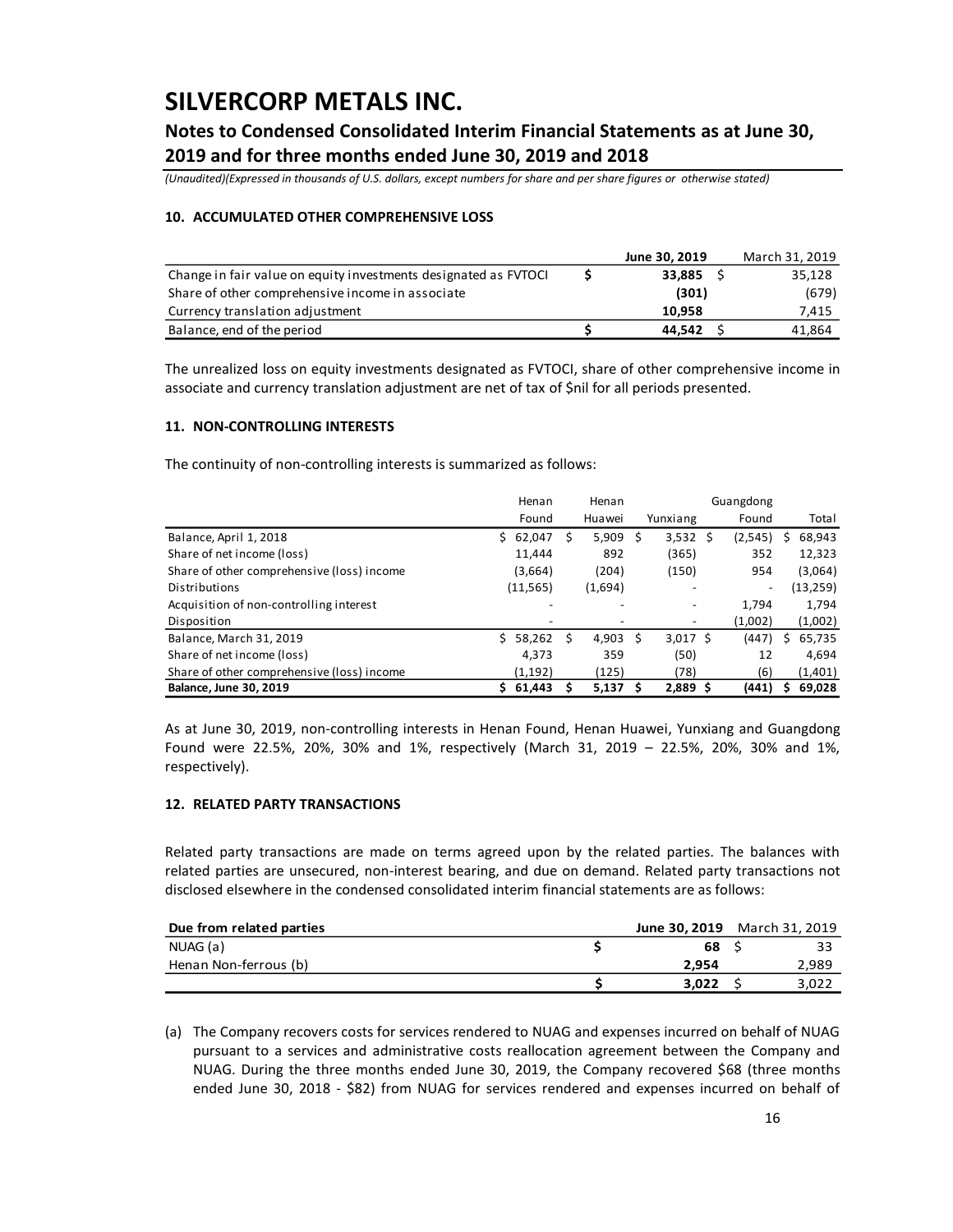# SILVERCORP METALS INC.

## Notes to Condensed Consolidated Interim Financial Statements as at June 30, 2019 and for three months ended June 30, 2019 and 2018

*(Unaudited)(Expressed in thousands of U.S. dollars, except numbers for share and per share figures or otherwise stated)*

### 10. ACCUMULATED OTHER COMPREHENSIVE LOSS

| | June 30, 2019 | March 31, 2019 |
|---|---|---|
| Change in fair value on equity investments designated as FVTOCI | $ 33,885 | $ 35,128 |
| Share of other comprehensive income in associate | (301) | (679) |
| Currency translation adjustment | 10,958 | 7,415 |
| Balance, end of the period | $ 44,542 | $ 41,864 |

The unrealized loss on equity investments designated as FVTOCI, share of other comprehensive income in associate and currency translation adjustment are net of tax of $nil for all periods presented.

### 11. NON-CONTROLLING INTERESTS

The continuity of non-controlling interests is summarized as follows:

| | Henan Found | Henan Huawei | Yunxiang | Guangdong Found | Total |
|---|---|---|---|---|---|
| Balance, April 1, 2018 | $ 62,047 | $ 5,909 | $ 3,532 | $ (2,545) | $ 68,943 |
| Share of net income (loss) | 11,444 | 892 | (365) | 352 | 12,323 |
| Share of other comprehensive (loss) income | (3,664) | (204) | (150) | 954 | (3,064) |
| Distributions | (11,565) | (1,694) | - | - | (13,259) |
| Acquisition of non-controlling interest | - | - | - | 1,794 | 1,794 |
| Disposition | - | - | - | (1,002) | (1,002) |
| Balance, March 31, 2019 | $ 58,262 | $ 4,903 | $ 3,017 | $ (447) | $ 65,735 |
| Share of net income (loss) | 4,373 | 359 | (50) | 12 | 4,694 |
| Share of other comprehensive (loss) income | (1,192) | (125) | (78) | (6) | (1,401) |
| **Balance, June 30, 2019** | **$ 61,443** | **$ 5,137** | **$ 2,889** | **$ (441)** | **$ 69,028** |

As at June 30, 2019, non-controlling interests in Henan Found, Henan Huawei, Yunxiang and Guangdong Found were 22.5%, 20%, 30% and 1%, respectively (March 31, 2019 – 22.5%, 20%, 30% and 1%, respectively).

### 12. RELATED PARTY TRANSACTIONS

Related party transactions are made on terms agreed upon by the related parties. The balances with related parties are unsecured, non-interest bearing, and due on demand. Related party transactions not disclosed elsewhere in the condensed consolidated interim financial statements are as follows:

| Due from related parties | June 30, 2019 | March 31, 2019 |
|---|---|---|
| NUAG (a) | $ 68 | $ 33 |
| Henan Non-ferrous (b) | 2,954 | 2,989 |
| | $ 3,022 | $ 3,022 |

(a) The Company recovers costs for services rendered to NUAG and expenses incurred on behalf of NUAG pursuant to a services and administrative costs reallocation agreement between the Company and NUAG. During the three months ended June 30, 2019, the Company recovered $68 (three months ended June 30, 2018 - $82) from NUAG for services rendered and expenses incurred on behalf of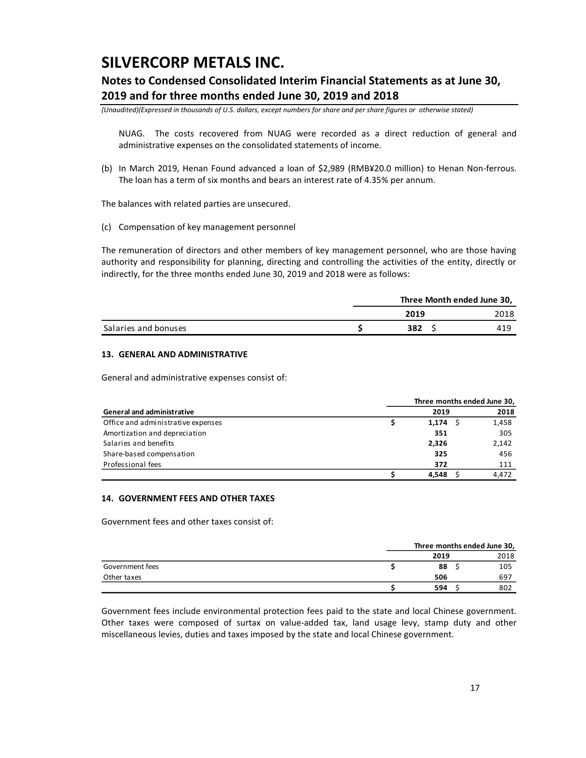NUAG. The costs recovered from NUAG were recorded as a direct reduction of general and administrative expenses on the consolidated statements of income.

(b) In March 2019, Henan Found advanced a loan of $2,989 (RMB¥20.0 million) to Henan Non-ferrous. The loan has a term of six months and bears an interest rate of 4.35% per annum.

The balances with related parties are unsecured.

(c) Compensation of key management personnel

The remuneration of directors and other members of key management personnel, who are those having authority and responsibility for planning, directing and controlling the activities of the entity, directly or indirectly, for the three months ended June 30, 2019 and 2018 were as follows:

| | Three Month ended June 30, | |
|---|---|---|
| | **2019** | 2018 |
| Salaries and bonuses | **$ 382** | $ 419 |

### 13. GENERAL AND ADMINISTRATIVE

General and administrative expenses consist of:

| | Three months ended June 30, | |
|---|---|---|
| **General and administrative** | **2019** | **2018** |
| Office and administrative expenses | **$ 1,174** | $ 1,458 |
| Amortization and depreciation | **351** | 305 |
| Salaries and benefits | **2,326** | 2,142 |
| Share-based compensation | **325** | 456 |
| Professional fees | **372** | 111 |
| | **$ 4,548** | $ 4,472 |

### 14. GOVERNMENT FEES AND OTHER TAXES

Government fees and other taxes consist of:

| | Three months ended June 30, | |
|---|---|---|
| | **2019** | 2018 |
| Government fees | **$ 88** | $ 105 |
| Other taxes | **506** | 697 |
| | **$ 594** | $ 802 |

Government fees include environmental protection fees paid to the state and local Chinese government. Other taxes were composed of surtax on value-added tax, land usage levy, stamp duty and other miscellaneous levies, duties and taxes imposed by the state and local Chinese government.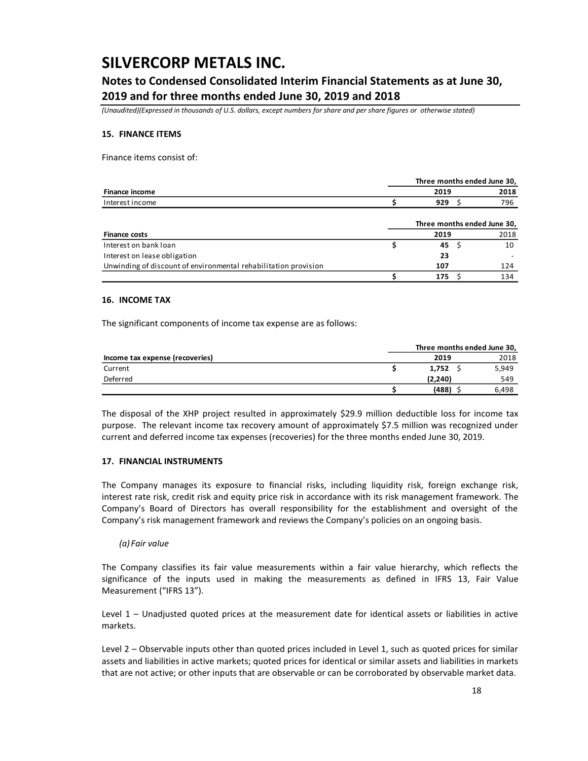# SILVERCORP METALS INC.

## Notes to Condensed Consolidated Interim Financial Statements as at June 30, 2019 and for three months ended June 30, 2019 and 2018

*(Unaudited)(Expressed in thousands of U.S. dollars, except numbers for share and per share figures or otherwise stated)*

### 15. FINANCE ITEMS

Finance items consist of:

| | Three months ended June 30, | |
|---|---|---|
| **Finance income** | **2019** | **2018** |
| Interest income | $ **929** | $ 796 |

| | Three months ended June 30, | |
|---|---|---|
| **Finance costs** | **2019** | 2018 |
| Interest on bank loan | $ **45** | $ 10 |
| Interest on lease obligation | **23** | - |
| Unwinding of discount of environmental rehabilitation provision | **107** | 124 |
| | $ **175** | $ 134 |

### 16. INCOME TAX

The significant components of income tax expense are as follows:

| | Three months ended June 30, | |
|---|---|---|
| **Income tax expense (recoveries)** | **2019** | 2018 |
| Current | $ **1,752** | $ 5,949 |
| Deferred | **(2,240)** | 549 |
| | $ **(488)** | $ 6,498 |

The disposal of the XHP project resulted in approximately $29.9 million deductible loss for income tax purpose. The relevant income tax recovery amount of approximately $7.5 million was recognized under current and deferred income tax expenses (recoveries) for the three months ended June 30, 2019.

### 17. FINANCIAL INSTRUMENTS

The Company manages its exposure to financial risks, including liquidity risk, foreign exchange risk, interest rate risk, credit risk and equity price risk in accordance with its risk management framework. The Company's Board of Directors has overall responsibility for the establishment and oversight of the Company's risk management framework and reviews the Company's policies on an ongoing basis.

*(a) Fair value*

The Company classifies its fair value measurements within a fair value hierarchy, which reflects the significance of the inputs used in making the measurements as defined in IFRS 13, Fair Value Measurement ("IFRS 13").

Level 1 – Unadjusted quoted prices at the measurement date for identical assets or liabilities in active markets.

Level 2 – Observable inputs other than quoted prices included in Level 1, such as quoted prices for similar assets and liabilities in active markets; quoted prices for identical or similar assets and liabilities in markets that are not active; or other inputs that are observable or can be corroborated by observable market data.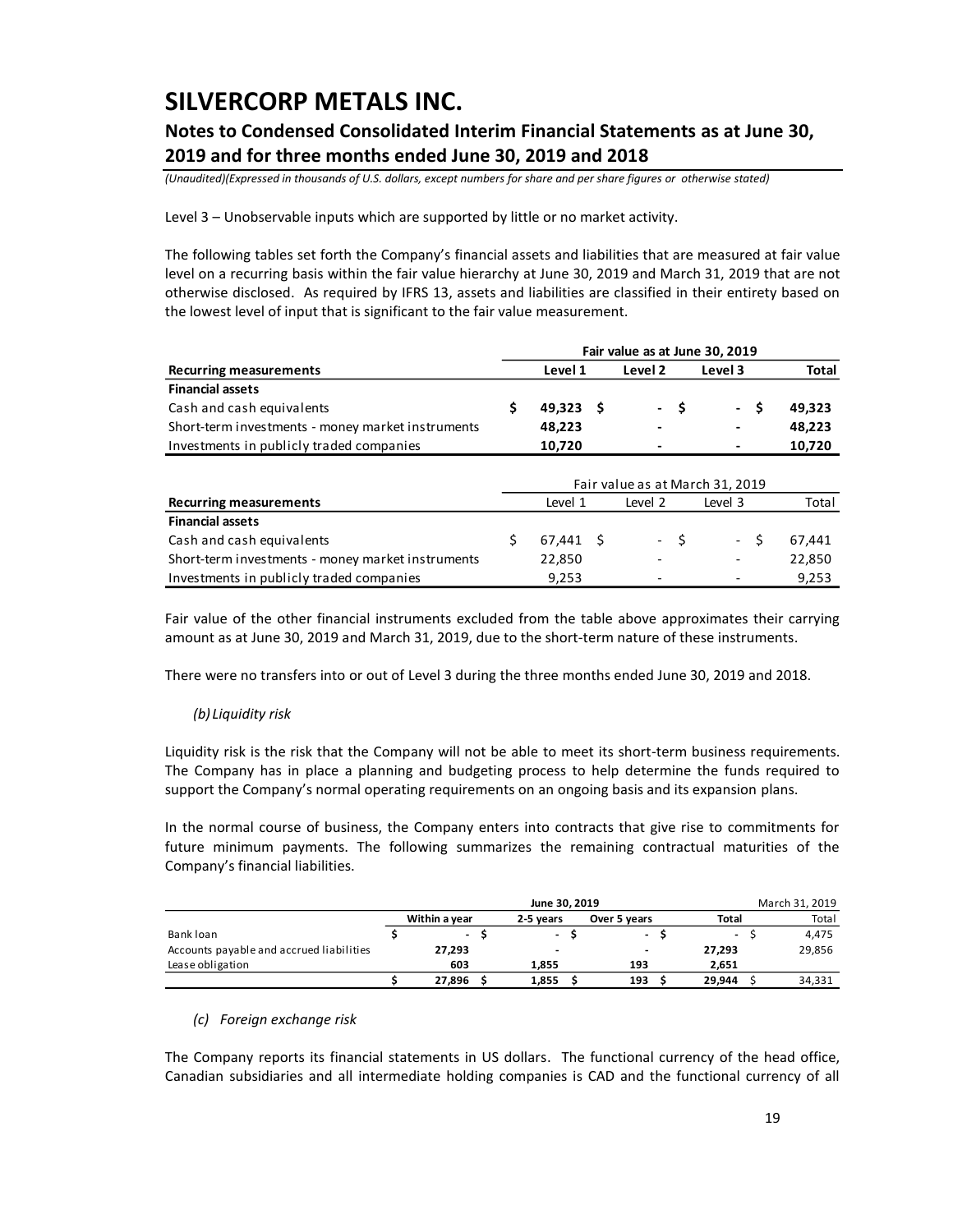Level 3 – Unobservable inputs which are supported by little or no market activity.

The following tables set forth the Company's financial assets and liabilities that are measured at fair value level on a recurring basis within the fair value hierarchy at June 30, 2019 and March 31, 2019 that are not otherwise disclosed. As required by IFRS 13, assets and liabilities are classified in their entirety based on the lowest level of input that is significant to the fair value measurement.

| | Fair value as at June 30, 2019 | | | |
|---|---|---|---|---|
| **Recurring measurements** | **Level 1** | **Level 2** | **Level 3** | **Total** |
| **Financial assets** | | | | |
| Cash and cash equivalents | **$ 49,323** | **$ -** | **$ -** | **$ 49,323** |
| Short-term investments - money market instruments | **48,223** | **-** | **-** | **48,223** |
| Investments in publicly traded companies | **10,720** | **-** | **-** | **10,720** |

| | Fair value as at March 31, 2019 | | | |
|---|---|---|---|---|
| **Recurring measurements** | Level 1 | Level 2 | Level 3 | Total |
| **Financial assets** | | | | |
| Cash and cash equivalents | $ 67,441 | $ - | $ - | $ 67,441 |
| Short-term investments - money market instruments | 22,850 | - | - | 22,850 |
| Investments in publicly traded companies | 9,253 | - | - | 9,253 |

Fair value of the other financial instruments excluded from the table above approximates their carrying amount as at June 30, 2019 and March 31, 2019, due to the short-term nature of these instruments.

There were no transfers into or out of Level 3 during the three months ended June 30, 2019 and 2018.

*(b) Liquidity risk*

Liquidity risk is the risk that the Company will not be able to meet its short-term business requirements. The Company has in place a planning and budgeting process to help determine the funds required to support the Company's normal operating requirements on an ongoing basis and its expansion plans.

In the normal course of business, the Company enters into contracts that give rise to commitments for future minimum payments. The following summarizes the remaining contractual maturities of the Company's financial liabilities.

| | June 30, 2019 | | | | March 31, 2019 |
|---|---|---|---|---|---|
| | **Within a year** | **2-5 years** | **Over 5 years** | **Total** | Total |
| Bank loan | $ - | $ - | $ - | $ - | $ 4,475 |
| Accounts payable and accrued liabilities | **27,293** | **-** | **-** | **27,293** | 29,856 |
| Lease obligation | **603** | **1,855** | **193** | **2,651** | |
| | **$ 27,896** | **$ 1,855** | **$ 193** | **$ 29,944** | $ 34,331 |

*(c) Foreign exchange risk*

The Company reports its financial statements in US dollars. The functional currency of the head office, Canadian subsidiaries and all intermediate holding companies is CAD and the functional currency of all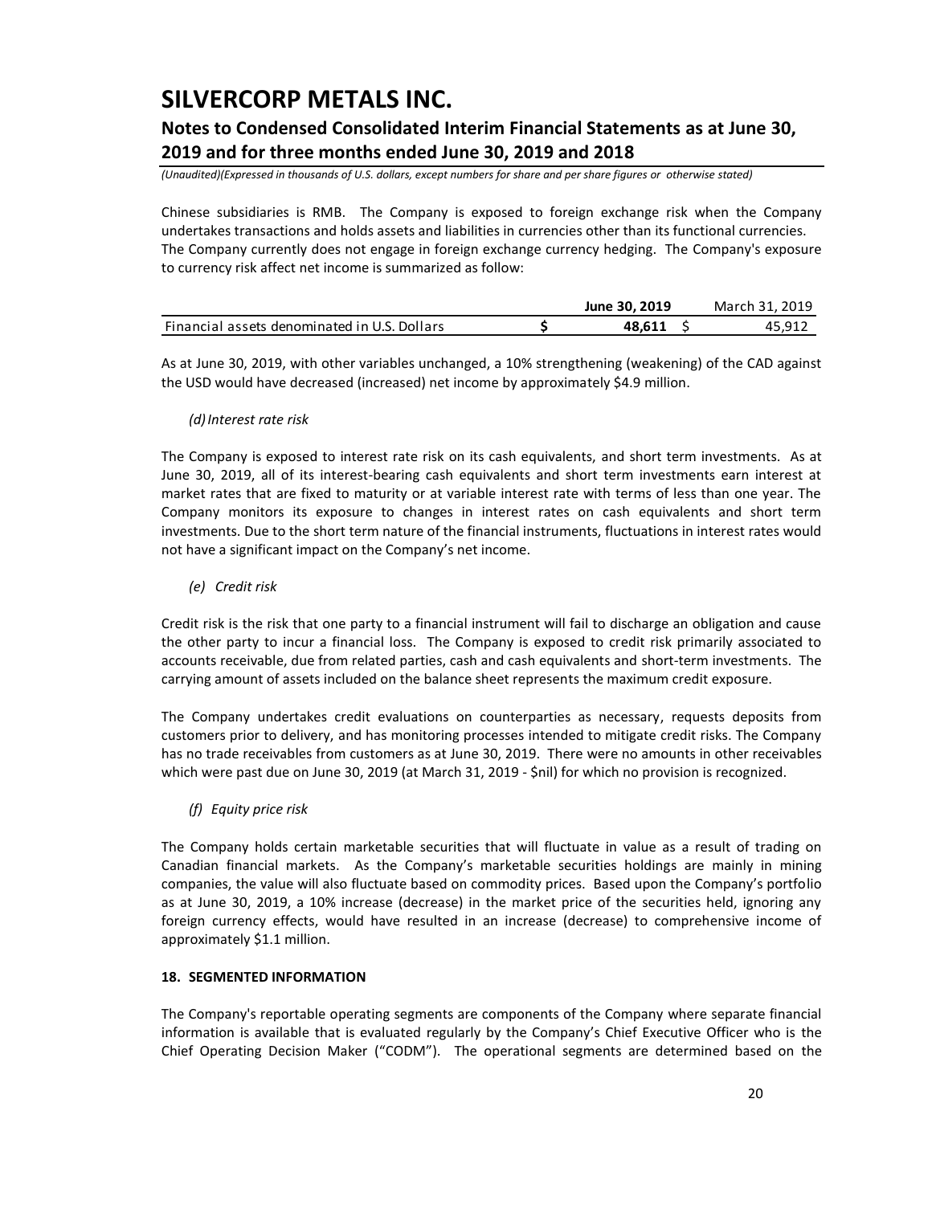Chinese subsidiaries is RMB. The Company is exposed to foreign exchange risk when the Company undertakes transactions and holds assets and liabilities in currencies other than its functional currencies. The Company currently does not engage in foreign exchange currency hedging. The Company's exposure to currency risk affect net income is summarized as follow:

| | June 30, 2019 | March 31, 2019 |
|---|---|---|
| Financial assets denominated in U.S. Dollars | $ **48,611** | $ 45,912 |

As at June 30, 2019, with other variables unchanged, a 10% strengthening (weakening) of the CAD against the USD would have decreased (increased) net income by approximately $4.9 million.

*(d) Interest rate risk*

The Company is exposed to interest rate risk on its cash equivalents, and short term investments. As at June 30, 2019, all of its interest-bearing cash equivalents and short term investments earn interest at market rates that are fixed to maturity or at variable interest rate with terms of less than one year. The Company monitors its exposure to changes in interest rates on cash equivalents and short term investments. Due to the short term nature of the financial instruments, fluctuations in interest rates would not have a significant impact on the Company's net income.

*(e) Credit risk*

Credit risk is the risk that one party to a financial instrument will fail to discharge an obligation and cause the other party to incur a financial loss. The Company is exposed to credit risk primarily associated to accounts receivable, due from related parties, cash and cash equivalents and short-term investments. The carrying amount of assets included on the balance sheet represents the maximum credit exposure.

The Company undertakes credit evaluations on counterparties as necessary, requests deposits from customers prior to delivery, and has monitoring processes intended to mitigate credit risks. The Company has no trade receivables from customers as at June 30, 2019. There were no amounts in other receivables which were past due on June 30, 2019 (at March 31, 2019 - $nil) for which no provision is recognized.

*(f) Equity price risk*

The Company holds certain marketable securities that will fluctuate in value as a result of trading on Canadian financial markets. As the Company's marketable securities holdings are mainly in mining companies, the value will also fluctuate based on commodity prices. Based upon the Company's portfolio as at June 30, 2019, a 10% increase (decrease) in the market price of the securities held, ignoring any foreign currency effects, would have resulted in an increase (decrease) to comprehensive income of approximately $1.1 million.

**18. SEGMENTED INFORMATION**

The Company's reportable operating segments are components of the Company where separate financial information is available that is evaluated regularly by the Company's Chief Executive Officer who is the Chief Operating Decision Maker ("CODM"). The operational segments are determined based on the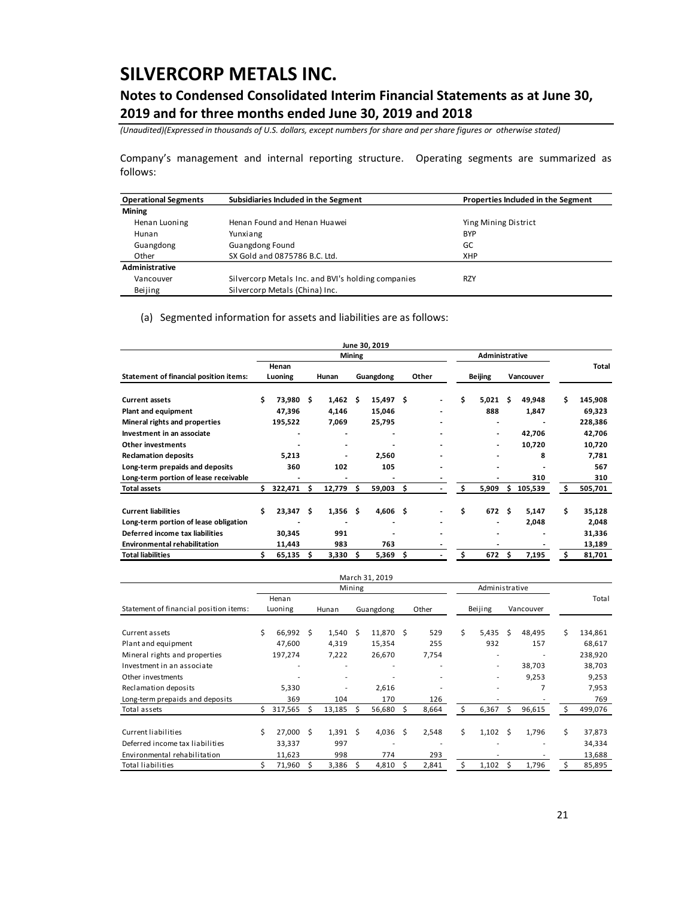Company's management and internal reporting structure. Operating segments are summarized as follows:

| Operational Segments | Subsidiaries Included in the Segment | Properties Included in the Segment |
|---|---|---|
| **Mining** | | |
| Henan Luoning | Henan Found and Henan Huawei | Ying Mining District |
| Hunan | Yunxiang | BYP |
| Guangdong | Guangdong Found | GC |
| Other | SX Gold and 0875786 B.C. Ltd. | XHP |
| **Administrative** | | |
| Vancouver | Silvercorp Metals Inc. and BVI's holding companies | RZY |
| Beijing | Silvercorp Metals (China) Inc. | |

(a) Segmented information for assets and liabilities are as follows:

| **June 30, 2019** | | | | | | | |
|---|---|---|---|---|---|---|---|
| | **Mining** | | | | **Administrative** | | |
| **Statement of financial position items:** | **Henan Luoning** | **Hunan** | **Guangdong** | **Other** | **Beijing** | **Vancouver** | **Total** |
| **Current assets** | **$ 73,980** | **$ 1,462** | **$ 15,497** | **$ -** | **$ 5,021** | **$ 49,948** | **$ 145,908** |
| **Plant and equipment** | **47,396** | **4,146** | **15,046** | **-** | **888** | **1,847** | **69,323** |
| **Mineral rights and properties** | **195,522** | **7,069** | **25,795** | **-** | **-** | **-** | **228,386** |
| **Investment in an associate** | **-** | **-** | **-** | **-** | **-** | **42,706** | **42,706** |
| **Other investments** | **-** | **-** | **-** | **-** | **-** | **10,720** | **10,720** |
| **Reclamation deposits** | **5,213** | **-** | **2,560** | **-** | **-** | **8** | **7,781** |
| **Long-term prepaids and deposits** | **360** | **102** | **105** | **-** | **-** | **-** | **567** |
| **Long-term portion of lease receivable** | **-** | **-** | **-** | **-** | **-** | **310** | **310** |
| **Total assets** | **$ 322,471** | **$ 12,779** | **$ 59,003** | **$ -** | **$ 5,909** | **$ 105,539** | **$ 505,701** |
| | | | | | | | |
| **Current liabilities** | **$ 23,347** | **$ 1,356** | **$ 4,606** | **$ -** | **$ 672** | **$ 5,147** | **$ 35,128** |
| **Long-term portion of lease obligation** | **-** | **-** | **-** | **-** | **-** | **2,048** | **2,048** |
| **Deferred income tax liabilities** | **30,345** | **991** | **-** | **-** | **-** | **-** | **31,336** |
| **Environmental rehabilitation** | **11,443** | **983** | **763** | **-** | **-** | **-** | **13,189** |
| **Total liabilities** | **$ 65,135** | **$ 3,330** | **$ 5,369** | **$ -** | **$ 672** | **$ 7,195** | **$ 81,701** |

| March 31, 2019 | | | | | | | |
|---|---|---|---|---|---|---|---|
| | Mining | | | | Administrative | | |
| Statement of financial position items: | Henan Luoning | Hunan | Guangdong | Other | Beijing | Vancouver | Total |
| Current assets | $ 66,992 | $ 1,540 | $ 11,870 | $ 529 | $ 5,435 | $ 48,495 | $ 134,861 |
| Plant and equipment | 47,600 | 4,319 | 15,354 | 255 | 932 | 157 | 68,617 |
| Mineral rights and properties | 197,274 | 7,222 | 26,670 | 7,754 | - | - | 238,920 |
| Investment in an associate | - | - | - | - | - | 38,703 | 38,703 |
| Other investments | - | - | - | - | - | 9,253 | 9,253 |
| Reclamation deposits | 5,330 | - | 2,616 | - | - | 7 | 7,953 |
| Long-term prepaids and deposits | 369 | 104 | 170 | 126 | - | - | 769 |
| Total assets | $ 317,565 | $ 13,185 | $ 56,680 | $ 8,664 | $ 6,367 | $ 96,615 | $ 499,076 |
| | | | | | | | |
| Current liabilities | $ 27,000 | $ 1,391 | $ 4,036 | $ 2,548 | $ 1,102 | $ 1,796 | $ 37,873 |
| Deferred income tax liabilities | 33,337 | 997 | - | - | - | - | 34,334 |
| Environmental rehabilitation | 11,623 | 998 | 774 | 293 | - | - | 13,688 |
| Total liabilities | $ 71,960 | $ 3,386 | $ 4,810 | $ 2,841 | $ 1,102 | $ 1,796 | $ 85,895 |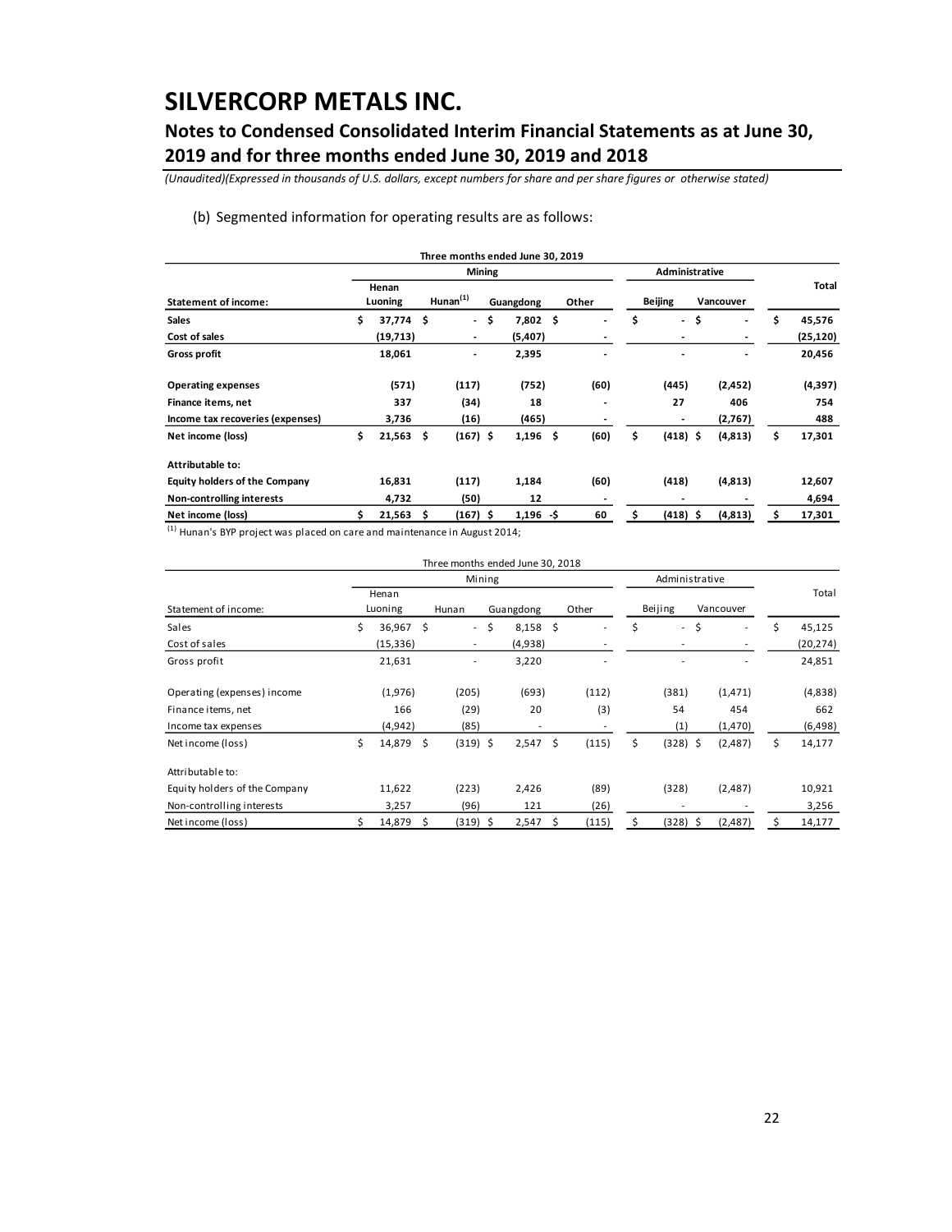# SILVERCORP METALS INC.

## Notes to Condensed Consolidated Interim Financial Statements as at June 30, 2019 and for three months ended June 30, 2019 and 2018

*(Unaudited)(Expressed in thousands of U.S. dollars, except numbers for share and per share figures or otherwise stated)*

(b) Segmented information for operating results are as follows:

**Three months ended June 30, 2019**

| | Mining | | | | Administrative | | |
|---|---|---|---|---|---|---|---|
| **Statement of income:** | **Henan Luoning** | **Hunan[1]** | **Guangdong** | **Other** | **Beijing** | **Vancouver** | **Total** |
| **Sales** | $ 37,774 | $ - | $ 7,802 | $ - | $ - | $ - | $ 45,576 |
| **Cost of sales** | (19,713) | - | (5,407) | - | - | - | (25,120) |
| **Gross profit** | 18,061 | - | 2,395 | - | - | - | 20,456 |
| **Operating expenses** | (571) | (117) | (752) | (60) | (445) | (2,452) | (4,397) |
| **Finance items, net** | 337 | (34) | 18 | - | 27 | 406 | 754 |
| **Income tax recoveries (expenses)** | 3,736 | (16) | (465) | - | - | (2,767) | 488 |
| **Net income (loss)** | $ 21,563 | $ (167) | $ 1,196 | $ (60) | $ (418) | $ (4,813) | $ 17,301 |
| **Attributable to:** | | | | | | | |
| **Equity holders of the Company** | 16,831 | (117) | 1,184 | (60) | (418) | (4,813) | 12,607 |
| **Non-controlling interests** | 4,732 | (50) | 12 | - | - | - | 4,694 |
| **Net income (loss)** | $ 21,563 | $ (167) | $ 1,196 | -$ 60 | $ (418) | $ (4,813) | $ 17,301 |

[1] Hunan's BYP project was placed on care and maintenance in August 2014;

Three months ended June 30, 2018

| | Mining | | | | Administrative | | |
|---|---|---|---|---|---|---|---|
| Statement of income: | Henan Luoning | Hunan | Guangdong | Other | Beijing | Vancouver | Total |
| Sales | $ 36,967 | $ - | $ 8,158 | $ - | $ - | $ - | $ 45,125 |
| Cost of sales | (15,336) | - | (4,938) | - | - | - | (20,274) |
| Gross profit | 21,631 | - | 3,220 | - | - | - | 24,851 |
| Operating (expenses) income | (1,976) | (205) | (693) | (112) | (381) | (1,471) | (4,838) |
| Finance items, net | 166 | (29) | 20 | (3) | 54 | 454 | 662 |
| Income tax expenses | (4,942) | (85) | - | - | (1) | (1,470) | (6,498) |
| Net income (loss) | $ 14,879 | $ (319) | $ 2,547 | $ (115) | $ (328) | $ (2,487) | $ 14,177 |
| Attributable to: | | | | | | | |
| Equity holders of the Company | 11,622 | (223) | 2,426 | (89) | (328) | (2,487) | 10,921 |
| Non-controlling interests | 3,257 | (96) | 121 | (26) | - | - | 3,256 |
| Net income (loss) | $ 14,879 | $ (319) | $ 2,547 | $ (115) | $ (328) | $ (2,487) | $ 14,177 |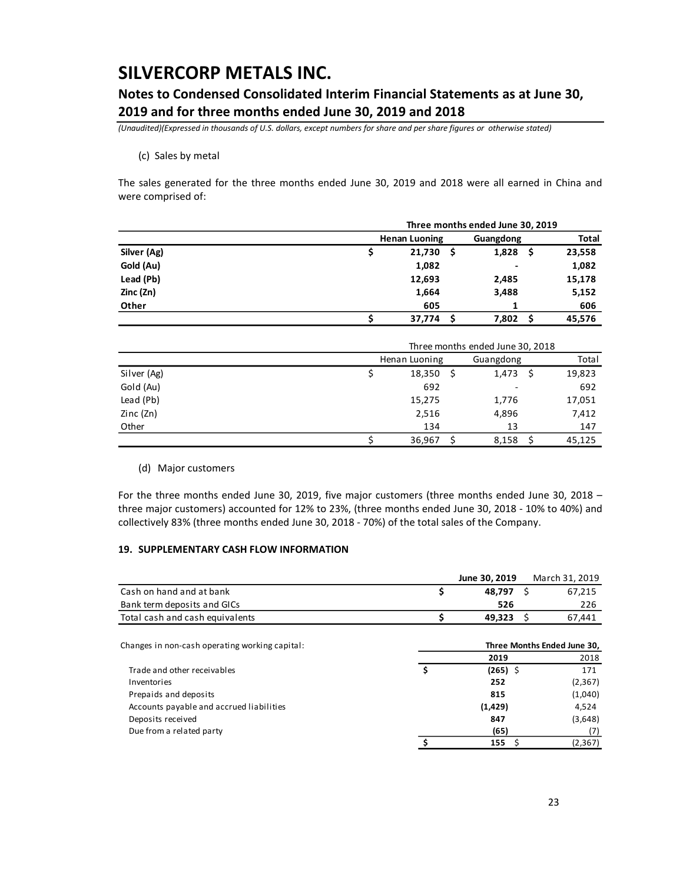# SILVERCORP METALS INC.

## Notes to Condensed Consolidated Interim Financial Statements as at June 30, 2019 and for three months ended June 30, 2019 and 2018

*(Unaudited)(Expressed in thousands of U.S. dollars, except numbers for share and per share figures or otherwise stated)*

(c) Sales by metal

The sales generated for the three months ended June 30, 2019 and 2018 were all earned in China and were comprised of:

| | Three months ended June 30, 2019 | | |
|---|---|---|---|
| | **Henan Luoning** | **Guangdong** | **Total** |
| **Silver (Ag)** | **$ 21,730** | **$ 1,828** | **$ 23,558** |
| **Gold (Au)** | **1,082** | **-** | **1,082** |
| **Lead (Pb)** | **12,693** | **2,485** | **15,178** |
| **Zinc (Zn)** | **1,664** | **3,488** | **5,152** |
| **Other** | **605** | **1** | **606** |
| | **$ 37,774** | **$ 7,802** | **$ 45,576** |

| | Three months ended June 30, 2018 | | |
|---|---|---|---|
| | Henan Luoning | Guangdong | Total |
| Silver (Ag) | $ 18,350 | $ 1,473 | $ 19,823 |
| Gold (Au) | 692 | - | 692 |
| Lead (Pb) | 15,275 | 1,776 | 17,051 |
| Zinc (Zn) | 2,516 | 4,896 | 7,412 |
| Other | 134 | 13 | 147 |
| | $ 36,967 | $ 8,158 | $ 45,125 |

(d) Major customers

For the three months ended June 30, 2019, five major customers (three months ended June 30, 2018 – three major customers) accounted for 12% to 23%, (three months ended June 30, 2018 - 10% to 40%) and collectively 83% (three months ended June 30, 2018 - 70%) of the total sales of the Company.

### 19. SUPPLEMENTARY CASH FLOW INFORMATION

| | **June 30, 2019** | March 31, 2019 |
|---|---|---|
| Cash on hand and at bank | **$ 48,797** | $ 67,215 |
| Bank term deposits and GICs | **526** | 226 |
| Total cash and cash equivalents | **$ 49,323** | $ 67,441 |

| Changes in non-cash operating working capital: | Three Months Ended June 30, | |
|---|---|---|
| | **2019** | 2018 |
| Trade and other receivables | **$ (265)** | $ 171 |
| Inventories | **252** | (2,367) |
| Prepaids and deposits | **815** | (1,040) |
| Accounts payable and accrued liabilities | **(1,429)** | 4,524 |
| Deposits received | **847** | (3,648) |
| Due from a related party | **(65)** | (7) |
| | **$ 155** | $ (2,367) |